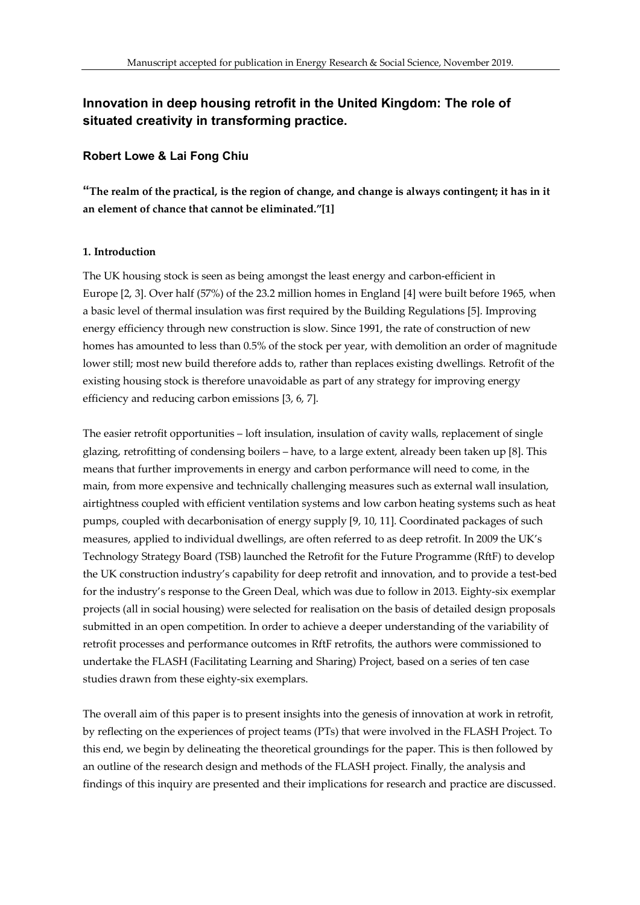# Innovation in deep housing retrofit in the United Kingdom: The role of situated creativity in transforming practice.

**Robert Lowe & Lai Fong Chiu**

**"The realm of the practical, is the region of change, and change is always contingent; it has in it an element of chance that cannot be eliminated."[1]**

## 1. Introduction

The UK housing stock is seen as being amongst the least energy and carbon-efficient in Europe [2, 3]. Over half (57%) of the 23.2 million homes in England [4] were built before 1965, when a basic level of thermal insulation was first required by the Building Regulations [5]. Improving energy efficiency through new construction is slow. Since 1991, the rate of construction of new homes has amounted to less than 0.5% of the stock per year, with demolition an order of magnitude lower still; most new build therefore adds to, rather than replaces existing dwellings. Retrofit of the existing housing stock is therefore unavoidable as part of any strategy for improving energy efficiency and reducing carbon emissions [3, 6, 7].

The easier retrofit opportunities – loft insulation, insulation of cavity walls, replacement of single glazing, retrofitting of condensing boilers – have, to a large extent, already been taken up [8]. This means that further improvements in energy and carbon performance will need to come, in the main, from more expensive and technically challenging measures such as external wall insulation, airtightness coupled with efficient ventilation systems and low carbon heating systems such as heat pumps, coupled with decarbonisation of energy supply [9, 10, 11]. Coordinated packages of such measures, applied to individual dwellings, are often referred to as deep retrofit. In 2009 the UK's Technology Strategy Board (TSB) launched the Retrofit for the Future Programme (RftF) to develop the UK construction industry's capability for deep retrofit and innovation, and to provide a test-bed for the industry's response to the Green Deal, which was due to follow in 2013. Eighty-six exemplar projects (all in social housing) were selected for realisation on the basis of detailed design proposals submitted in an open competition. In order to achieve a deeper understanding of the variability of retrofit processes and performance outcomes in RftF retrofits, the authors were commissioned to undertake the FLASH (Facilitating Learning and Sharing) Project, based on a series of ten case studies drawn from these eighty-six exemplars.

The overall aim of this paper is to present insights into the genesis of innovation at work in retrofit, by reflecting on the experiences of project teams (PTs) that were involved in the FLASH Project. To this end, we begin by delineating the theoretical groundings for the paper. This is then followed by an outline of the research design and methods of the FLASH project. Finally, the analysis and findings of this inquiry are presented and their implications for research and practice are discussed.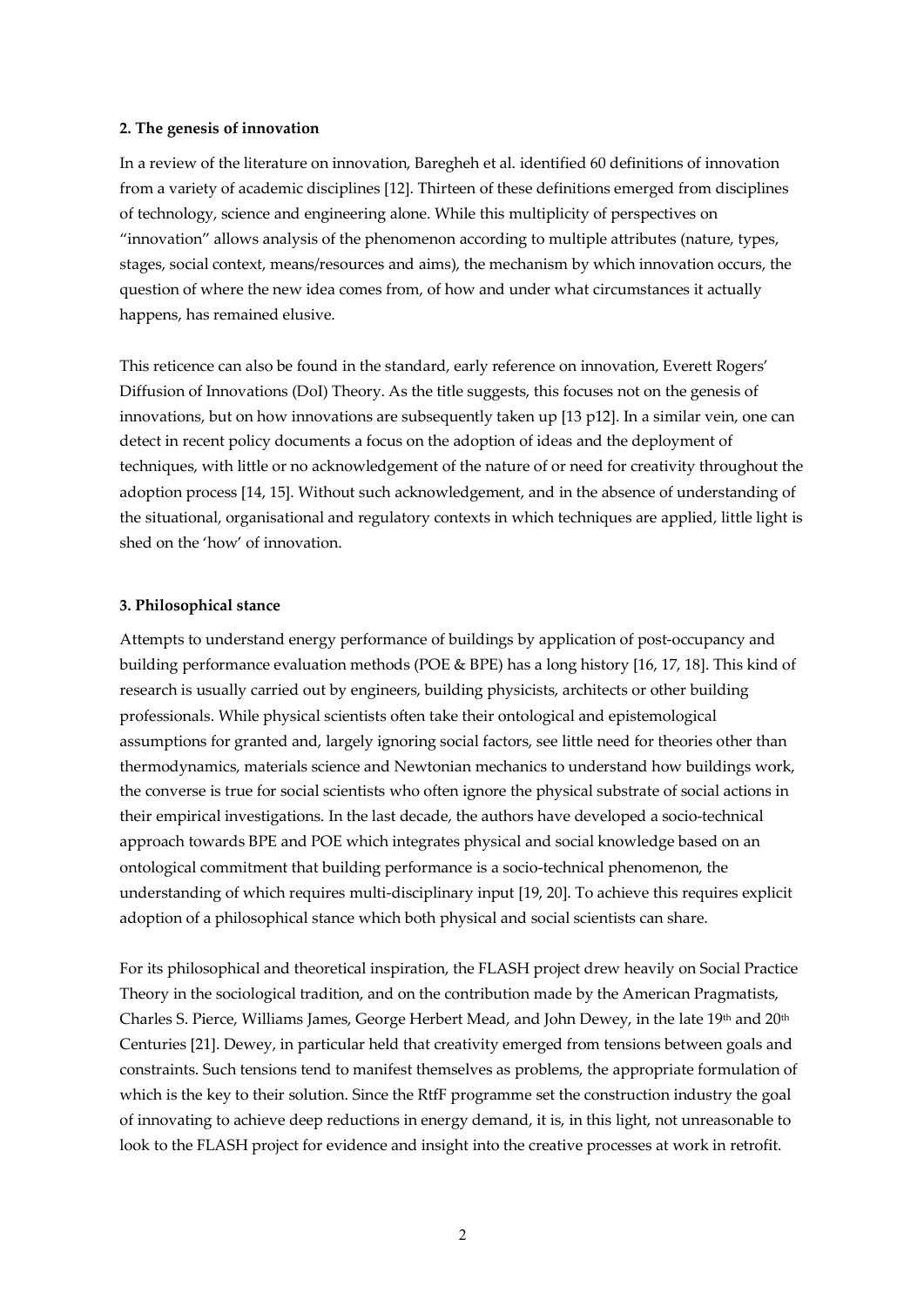**2. The genesis of innovation**

In a review of the literature on innovation, Baregheh et al. identified 60 definitions of innovation from a variety of academic disciplines [12]. Thirteen of these definitions emerged from disciplines of technology, science and engineering alone. While this multiplicity of perspectives on "innovation" allows analysis of the phenomenon according to multiple attributes (nature, types, stages, social context, means/resources and aims), the mechanism by which innovation occurs, the question of where the new idea comes from, of how and under what circumstances it actually happens, has remained elusive.

This reticence can also be found in the standard, early reference on innovation, Everett Rogers' Diffusion of Innovations (DoI) Theory. As the title suggests, this focuses not on the genesis of innovations, but on how innovations are subsequently taken up [13 p12]. In a similar vein, one can detect in recent policy documents a focus on the adoption of ideas and the deployment of techniques, with little or no acknowledgement of the nature of or need for creativity throughout the adoption process [14, 15]. Without such acknowledgement, and in the absence of understanding of the situational, organisational and regulatory contexts in which techniques are applied, little light is shed on the 'how' of innovation.

**3. Philosophical stance**

Attempts to understand energy performance of buildings by application of post-occupancy and building performance evaluation methods (POE & BPE) has a long history [16, 17, 18]. This kind of research is usually carried out by engineers, building physicists, architects or other building professionals. While physical scientists often take their ontological and epistemological assumptions for granted and, largely ignoring social factors, see little need for theories other than thermodynamics, materials science and Newtonian mechanics to understand how buildings work, the converse is true for social scientists who often ignore the physical substrate of social actions in their empirical investigations. In the last decade, the authors have developed a socio-technical approach towards BPE and POE which integrates physical and social knowledge based on an ontological commitment that building performance is a socio-technical phenomenon, the understanding of which requires multi-disciplinary input [19, 20]. To achieve this requires explicit adoption of a philosophical stance which both physical and social scientists can share.

For its philosophical and theoretical inspiration, the FLASH project drew heavily on Social Practice Theory in the sociological tradition, and on the contribution made by the American Pragmatists, Charles S. Pierce, Williams James, George Herbert Mead, and John Dewey, in the late 19th and 20th Centuries [21]. Dewey, in particular held that creativity emerged from tensions between goals and constraints. Such tensions tend to manifest themselves as problems, the appropriate formulation of which is the key to their solution. Since the RtfF programme set the construction industry the goal of innovating to achieve deep reductions in energy demand, it is, in this light, not unreasonable to look to the FLASH project for evidence and insight into the creative processes at work in retrofit.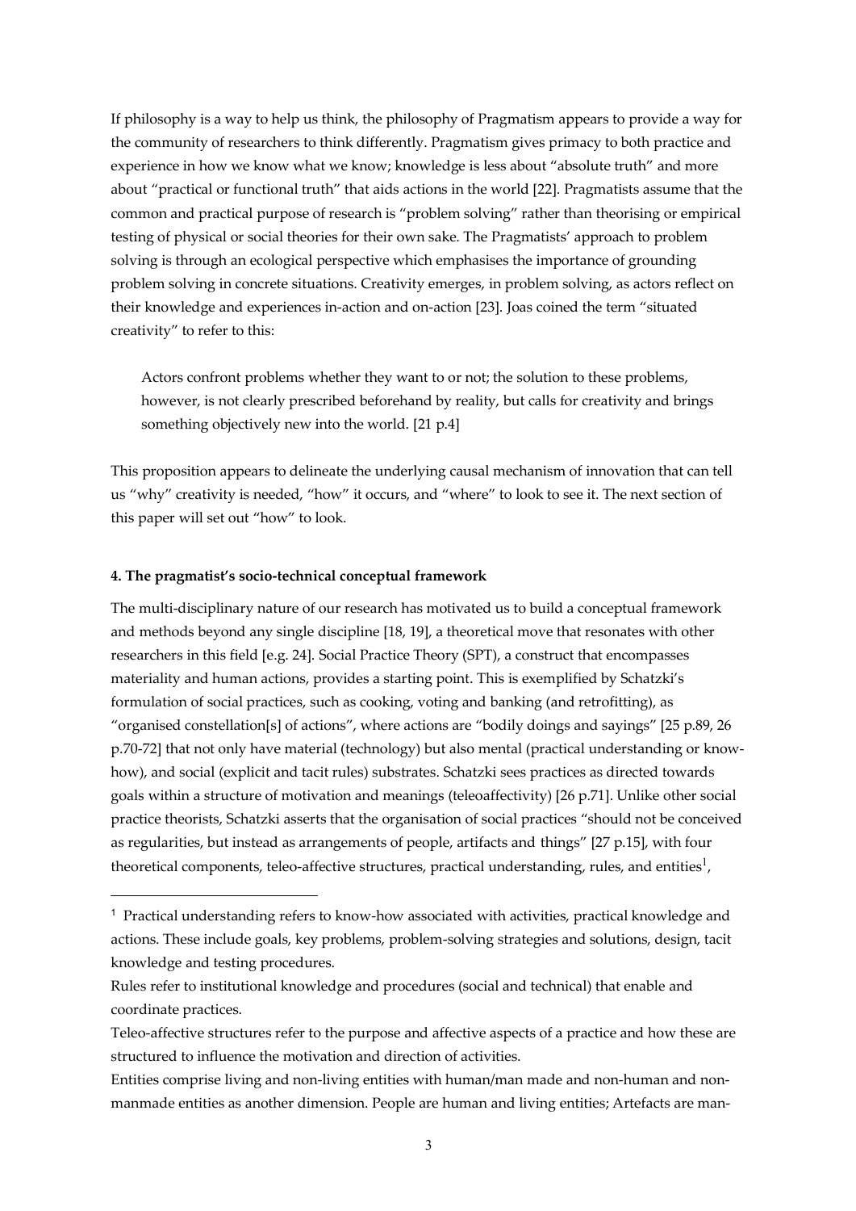If philosophy is a way to help us think, the philosophy of Pragmatism appears to provide a way for the community of researchers to think differently. Pragmatism gives primacy to both practice and experience in how we know what we know; knowledge is less about "absolute truth" and more about "practical or functional truth" that aids actions in the world [22]. Pragmatists assume that the common and practical purpose of research is "problem solving" rather than theorising or empirical testing of physical or social theories for their own sake. The Pragmatists' approach to problem solving is through an ecological perspective which emphasises the importance of grounding problem solving in concrete situations. Creativity emerges, in problem solving, as actors reflect on their knowledge and experiences in-action and on-action [23]. Joas coined the term "situated creativity" to refer to this:

> Actors confront problems whether they want to or not; the solution to these problems, however, is not clearly prescribed beforehand by reality, but calls for creativity and brings something objectively new into the world. [21 p.4]

This proposition appears to delineate the underlying causal mechanism of innovation that can tell us "why" creativity is needed, "how" it occurs, and "where" to look to see it. The next section of this paper will set out "how" to look.

#### 4. The pragmatist's socio-technical conceptual framework

The multi-disciplinary nature of our research has motivated us to build a conceptual framework and methods beyond any single discipline [18, 19], a theoretical move that resonates with other researchers in this field [e.g. 24]. Social Practice Theory (SPT), a construct that encompasses materiality and human actions, provides a starting point. This is exemplified by Schatzki's formulation of social practices, such as cooking, voting and banking (and retrofitting), as "organised constellation[s] of actions", where actions are "bodily doings and sayings" [25 p.89, 26 p.70-72] that not only have material (technology) but also mental (practical understanding or know-how), and social (explicit and tacit rules) substrates. Schatzki sees practices as directed towards goals within a structure of motivation and meanings (teleoaffectivity) [26 p.71]. Unlike other social practice theorists, Schatzki asserts that the organisation of social practices "should not be conceived as regularities, but instead as arrangements of people, artifacts and things" [27 p.15], with four theoretical components, teleo-affective structures, practical understanding, rules, and entities[1],

---

[1] Practical understanding refers to know-how associated with activities, practical knowledge and actions. These include goals, key problems, problem-solving strategies and solutions, design, tacit knowledge and testing procedures.

Rules refer to institutional knowledge and procedures (social and technical) that enable and coordinate practices.

Teleo-affective structures refer to the purpose and affective aspects of a practice and how these are structured to influence the motivation and direction of activities.

Entities comprise living and non-living entities with human/man made and non-human and non-manmade entities as another dimension. People are human and living entities; Artefacts are man-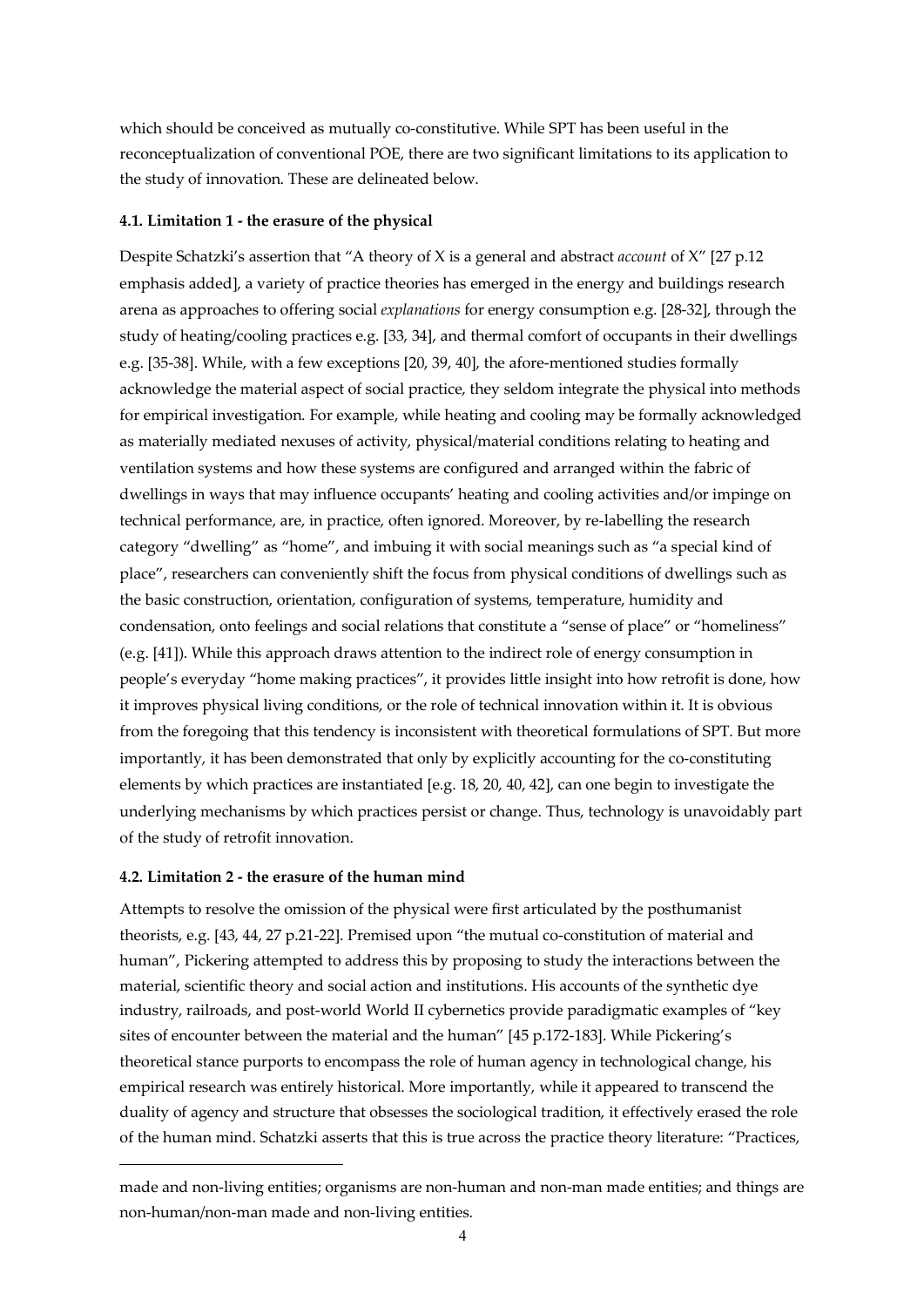which should be conceived as mutually co-constitutive. While SPT has been useful in the reconceptualization of conventional POE, there are two significant limitations to its application to the study of innovation. These are delineated below.

#### 4.1. Limitation 1 - the erasure of the physical

Despite Schatzki's assertion that "A theory of X is a general and abstract *account* of X" [27 p.12 emphasis added], a variety of practice theories has emerged in the energy and buildings research arena as approaches to offering social *explanations* for energy consumption e.g. [28-32], through the study of heating/cooling practices e.g. [33, 34], and thermal comfort of occupants in their dwellings e.g. [35-38]. While, with a few exceptions [20, 39, 40], the afore-mentioned studies formally acknowledge the material aspect of social practice, they seldom integrate the physical into methods for empirical investigation. For example, while heating and cooling may be formally acknowledged as materially mediated nexuses of activity, physical/material conditions relating to heating and ventilation systems and how these systems are configured and arranged within the fabric of dwellings in ways that may influence occupants' heating and cooling activities and/or impinge on technical performance, are, in practice, often ignored. Moreover, by re-labelling the research category "dwelling" as "home", and imbuing it with social meanings such as "a special kind of place", researchers can conveniently shift the focus from physical conditions of dwellings such as the basic construction, orientation, configuration of systems, temperature, humidity and condensation, onto feelings and social relations that constitute a "sense of place" or "homeliness" (e.g. [41]). While this approach draws attention to the indirect role of energy consumption in people's everyday "home making practices", it provides little insight into how retrofit is done, how it improves physical living conditions, or the role of technical innovation within it. It is obvious from the foregoing that this tendency is inconsistent with theoretical formulations of SPT. But more importantly, it has been demonstrated that only by explicitly accounting for the co-constituting elements by which practices are instantiated [e.g. 18, 20, 40, 42], can one begin to investigate the underlying mechanisms by which practices persist or change. Thus, technology is unavoidably part of the study of retrofit innovation.

#### 4.2. Limitation 2 - the erasure of the human mind

Attempts to resolve the omission of the physical were first articulated by the posthumanist theorists, e.g. [43, 44, 27 p.21-22]. Premised upon "the mutual co-constitution of material and human", Pickering attempted to address this by proposing to study the interactions between the material, scientific theory and social action and institutions. His accounts of the synthetic dye industry, railroads, and post-world World II cybernetics provide paradigmatic examples of "key sites of encounter between the material and the human" [45 p.172-183]. While Pickering's theoretical stance purports to encompass the role of human agency in technological change, his empirical research was entirely historical. More importantly, while it appeared to transcend the duality of agency and structure that obsesses the sociological tradition, it effectively erased the role of the human mind. Schatzki asserts that this is true across the practice theory literature: "Practices,

---

made and non-living entities; organisms are non-human and non-man made entities; and things are non-human/non-man made and non-living entities.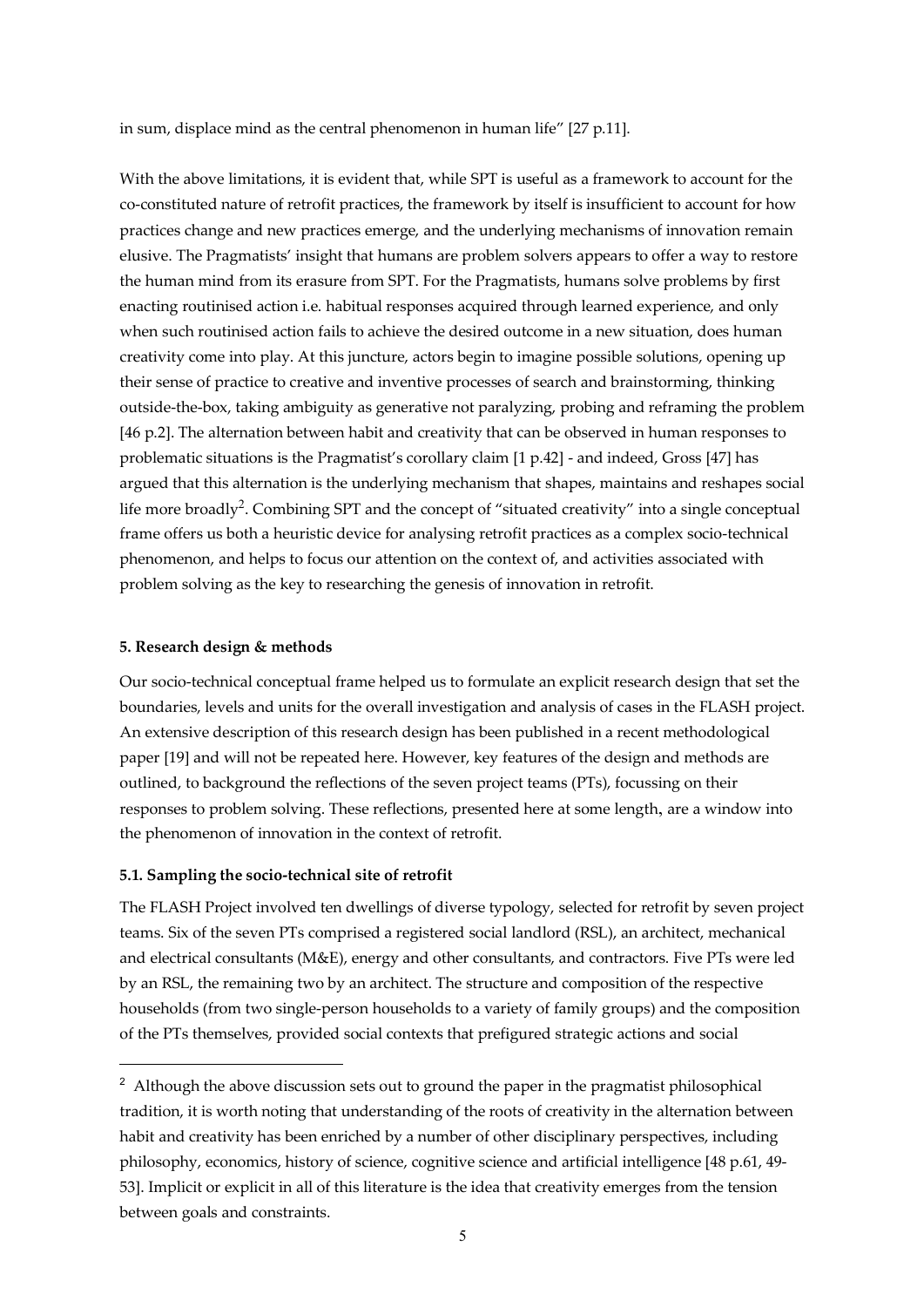in sum, displace mind as the central phenomenon in human life" [27 p.11].

With the above limitations, it is evident that, while SPT is useful as a framework to account for the co-constituted nature of retrofit practices, the framework by itself is insufficient to account for how practices change and new practices emerge, and the underlying mechanisms of innovation remain elusive. The Pragmatists' insight that humans are problem solvers appears to offer a way to restore the human mind from its erasure from SPT. For the Pragmatists, humans solve problems by first enacting routinised action i.e. habitual responses acquired through learned experience, and only when such routinised action fails to achieve the desired outcome in a new situation, does human creativity come into play. At this juncture, actors begin to imagine possible solutions, opening up their sense of practice to creative and inventive processes of search and brainstorming, thinking outside-the-box, taking ambiguity as generative not paralyzing, probing and reframing the problem [46 p.2]. The alternation between habit and creativity that can be observed in human responses to problematic situations is the Pragmatist's corollary claim [1 p.42] - and indeed, Gross [47] has argued that this alternation is the underlying mechanism that shapes, maintains and reshapes social life more broadly[2]. Combining SPT and the concept of "situated creativity" into a single conceptual frame offers us both a heuristic device for analysing retrofit practices as a complex socio-technical phenomenon, and helps to focus our attention on the context of, and activities associated with problem solving as the key to researching the genesis of innovation in retrofit.

**5. Research design & methods**

Our socio-technical conceptual frame helped us to formulate an explicit research design that set the boundaries, levels and units for the overall investigation and analysis of cases in the FLASH project. An extensive description of this research design has been published in a recent methodological paper [19] and will not be repeated here. However, key features of the design and methods are outlined, to background the reflections of the seven project teams (PTs), focussing on their responses to problem solving. These reflections, presented here at some length, are a window into the phenomenon of innovation in the context of retrofit.

**5.1. Sampling the socio-technical site of retrofit**

The FLASH Project involved ten dwellings of diverse typology, selected for retrofit by seven project teams. Six of the seven PTs comprised a registered social landlord (RSL), an architect, mechanical and electrical consultants (M&E), energy and other consultants, and contractors. Five PTs were led by an RSL, the remaining two by an architect. The structure and composition of the respective households (from two single-person households to a variety of family groups) and the composition of the PTs themselves, provided social contexts that prefigured strategic actions and social

[2] Although the above discussion sets out to ground the paper in the pragmatist philosophical tradition, it is worth noting that understanding of the roots of creativity in the alternation between habit and creativity has been enriched by a number of other disciplinary perspectives, including philosophy, economics, history of science, cognitive science and artificial intelligence [48 p.61, 49-53]. Implicit or explicit in all of this literature is the idea that creativity emerges from the tension between goals and constraints.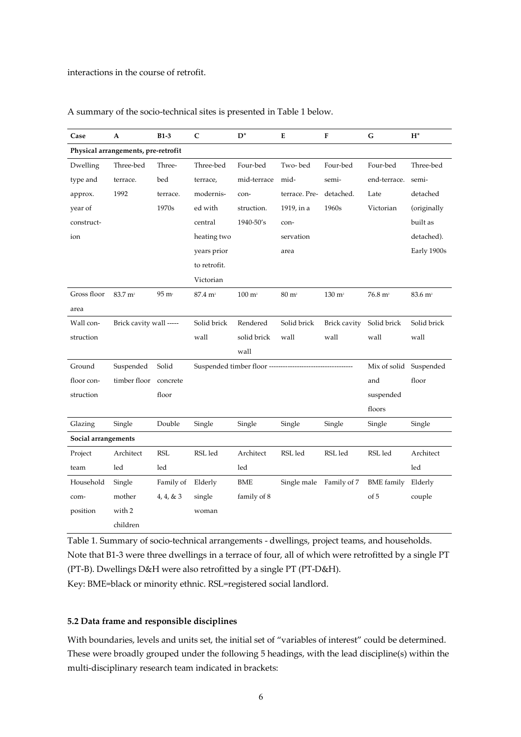interactions in the course of retrofit.

A summary of the socio-technical sites is presented in Table 1 below.

| Case | A | B1-3 | C | D* | E | F | G | H* |
|---|---|---|---|---|---|---|---|---|
| **Physical arrangements, pre-retrofit** | | | | | | | | |
| Dwelling type and approx. year of construction | Three-bed terrace. 1992 | Three-bed terrace. 1970s | Three-bed terrace, modernised with central heating two years prior to retrofit. Victorian | Four-bed mid-terrace con-struction. 1940-50's | Two- bed mid-terrace. Pre-1919, in a con-servation area | Four-bed semi-detached. 1960s | Four-bed end-terrace. Late Victorian | Three-bed semi-detached (originally built as detached). Early 1900s |
| Gross floor area | 83.7 m² | 95 m² | 87.4 m² | 100 m² | 80 m² | 130 m² | 76.8 m² | 83.6 m² |
| Wall con-struction | Brick cavity wall ----- | | Solid brick wall | Rendered solid brick wall | Solid brick wall | Brick cavity wall | Solid brick wall | Solid brick wall |
| Ground floor con-struction | Suspended timber floor | Solid concrete floor | Suspended timber floor ------------------------------------ | | | | Mix of solid and suspended floors | Suspended floor |
| Glazing | Single | Double | Single | Single | Single | Single | Single | Single |
| **Social arrangements** | | | | | | | | |
| Project team | Architect led | RSL led | RSL led | Architect led | RSL led | RSL led | RSL led | Architect led |
| Household com-position | Single mother with 2 children | Family of 4, 4, & 3 | Elderly single woman | BME family of 8 | Single male | Family of 7 | BME family of 5 | Elderly couple |

Table 1. Summary of socio-technical arrangements - dwellings, project teams, and households. Note that B1-3 were three dwellings in a terrace of four, all of which were retrofitted by a single PT (PT-B). Dwellings D&H were also retrofitted by a single PT (PT-D&H).
Key: BME=black or minority ethnic. RSL=registered social landlord.

### 5.2 Data frame and responsible disciplines

With boundaries, levels and units set, the initial set of "variables of interest" could be determined. These were broadly grouped under the following 5 headings, with the lead discipline(s) within the multi-disciplinary research team indicated in brackets: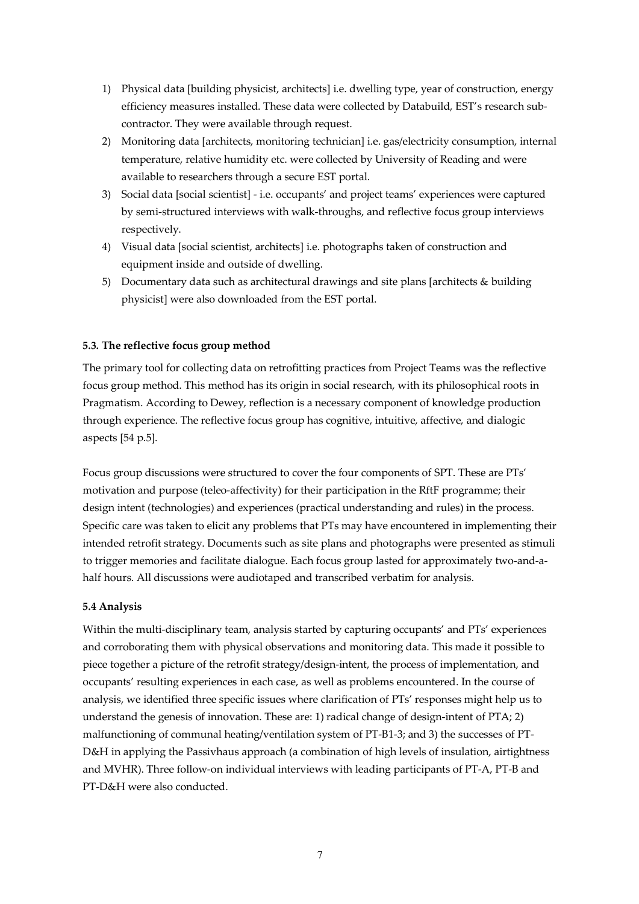1) Physical data [building physicist, architects] i.e. dwelling type, year of construction, energy efficiency measures installed. These data were collected by Databuild, EST's research sub-contractor. They were available through request.
2) Monitoring data [architects, monitoring technician] i.e. gas/electricity consumption, internal temperature, relative humidity etc. were collected by University of Reading and were available to researchers through a secure EST portal.
3) Social data [social scientist] - i.e. occupants' and project teams' experiences were captured by semi-structured interviews with walk-throughs, and reflective focus group interviews respectively.
4) Visual data [social scientist, architects] i.e. photographs taken of construction and equipment inside and outside of dwelling.
5) Documentary data such as architectural drawings and site plans [architects & building physicist] were also downloaded from the EST portal.

### 5.3. The reflective focus group method

The primary tool for collecting data on retrofitting practices from Project Teams was the reflective focus group method. This method has its origin in social research, with its philosophical roots in Pragmatism. According to Dewey, reflection is a necessary component of knowledge production through experience. The reflective focus group has cognitive, intuitive, affective, and dialogic aspects [54 p.5].

Focus group discussions were structured to cover the four components of SPT. These are PTs' motivation and purpose (teleo-affectivity) for their participation in the RftF programme; their design intent (technologies) and experiences (practical understanding and rules) in the process. Specific care was taken to elicit any problems that PTs may have encountered in implementing their intended retrofit strategy. Documents such as site plans and photographs were presented as stimuli to trigger memories and facilitate dialogue. Each focus group lasted for approximately two-and-a-half hours. All discussions were audiotaped and transcribed verbatim for analysis.

### 5.4 Analysis

Within the multi-disciplinary team, analysis started by capturing occupants' and PTs' experiences and corroborating them with physical observations and monitoring data. This made it possible to piece together a picture of the retrofit strategy/design-intent, the process of implementation, and occupants' resulting experiences in each case, as well as problems encountered. In the course of analysis, we identified three specific issues where clarification of PTs' responses might help us to understand the genesis of innovation. These are: 1) radical change of design-intent of PTA; 2) malfunctioning of communal heating/ventilation system of PT-B1-3; and 3) the successes of PT-D&H in applying the Passivhaus approach (a combination of high levels of insulation, airtightness and MVHR). Three follow-on individual interviews with leading participants of PT-A, PT-B and PT-D&H were also conducted.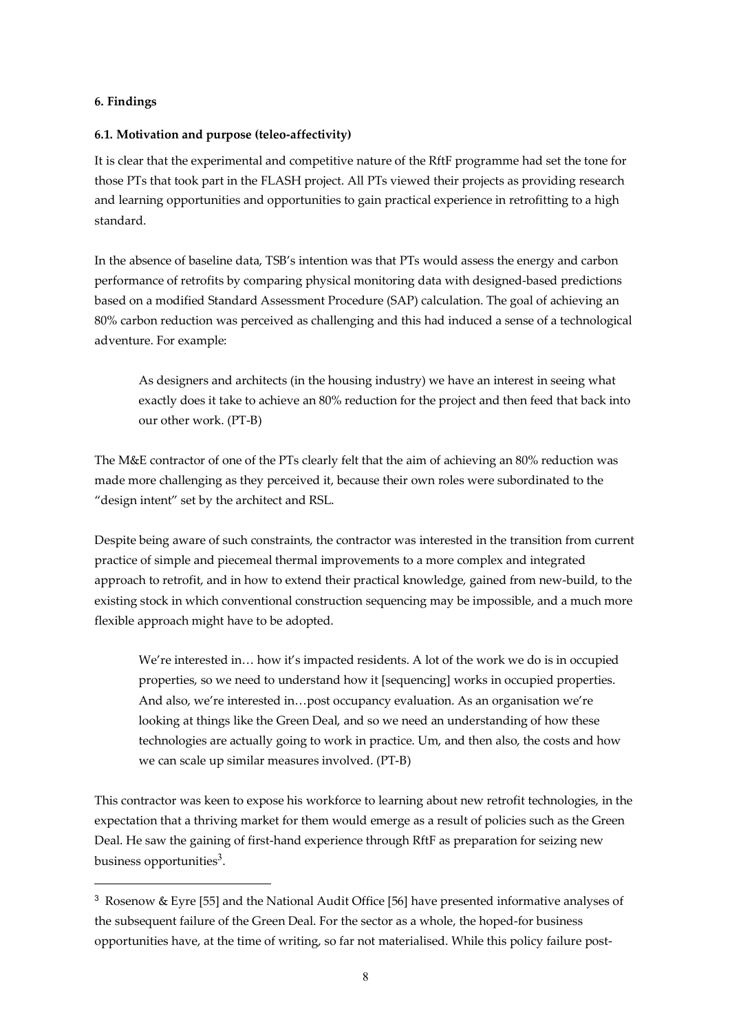### 6. Findings

#### 6.1. Motivation and purpose (teleo-affectivity)

It is clear that the experimental and competitive nature of the RftF programme had set the tone for those PTs that took part in the FLASH project. All PTs viewed their projects as providing research and learning opportunities and opportunities to gain practical experience in retrofitting to a high standard.

In the absence of baseline data, TSB's intention was that PTs would assess the energy and carbon performance of retrofits by comparing physical monitoring data with designed-based predictions based on a modified Standard Assessment Procedure (SAP) calculation. The goal of achieving an 80% carbon reduction was perceived as challenging and this had induced a sense of a technological adventure. For example:

> As designers and architects (in the housing industry) we have an interest in seeing what exactly does it take to achieve an 80% reduction for the project and then feed that back into our other work. (PT-B)

The M&E contractor of one of the PTs clearly felt that the aim of achieving an 80% reduction was made more challenging as they perceived it, because their own roles were subordinated to the "design intent" set by the architect and RSL.

Despite being aware of such constraints, the contractor was interested in the transition from current practice of simple and piecemeal thermal improvements to a more complex and integrated approach to retrofit, and in how to extend their practical knowledge, gained from new-build, to the existing stock in which conventional construction sequencing may be impossible, and a much more flexible approach might have to be adopted.

> We're interested in… how it's impacted residents. A lot of the work we do is in occupied properties, so we need to understand how it [sequencing] works in occupied properties. And also, we're interested in…post occupancy evaluation. As an organisation we're looking at things like the Green Deal, and so we need an understanding of how these technologies are actually going to work in practice. Um, and then also, the costs and how we can scale up similar measures involved. (PT-B)

This contractor was keen to expose his workforce to learning about new retrofit technologies, in the expectation that a thriving market for them would emerge as a result of policies such as the Green Deal. He saw the gaining of first-hand experience through RftF as preparation for seizing new business opportunities[3].

---

[3] Rosenow & Eyre [55] and the National Audit Office [56] have presented informative analyses of the subsequent failure of the Green Deal. For the sector as a whole, the hoped-for business opportunities have, at the time of writing, so far not materialised. While this policy failure post-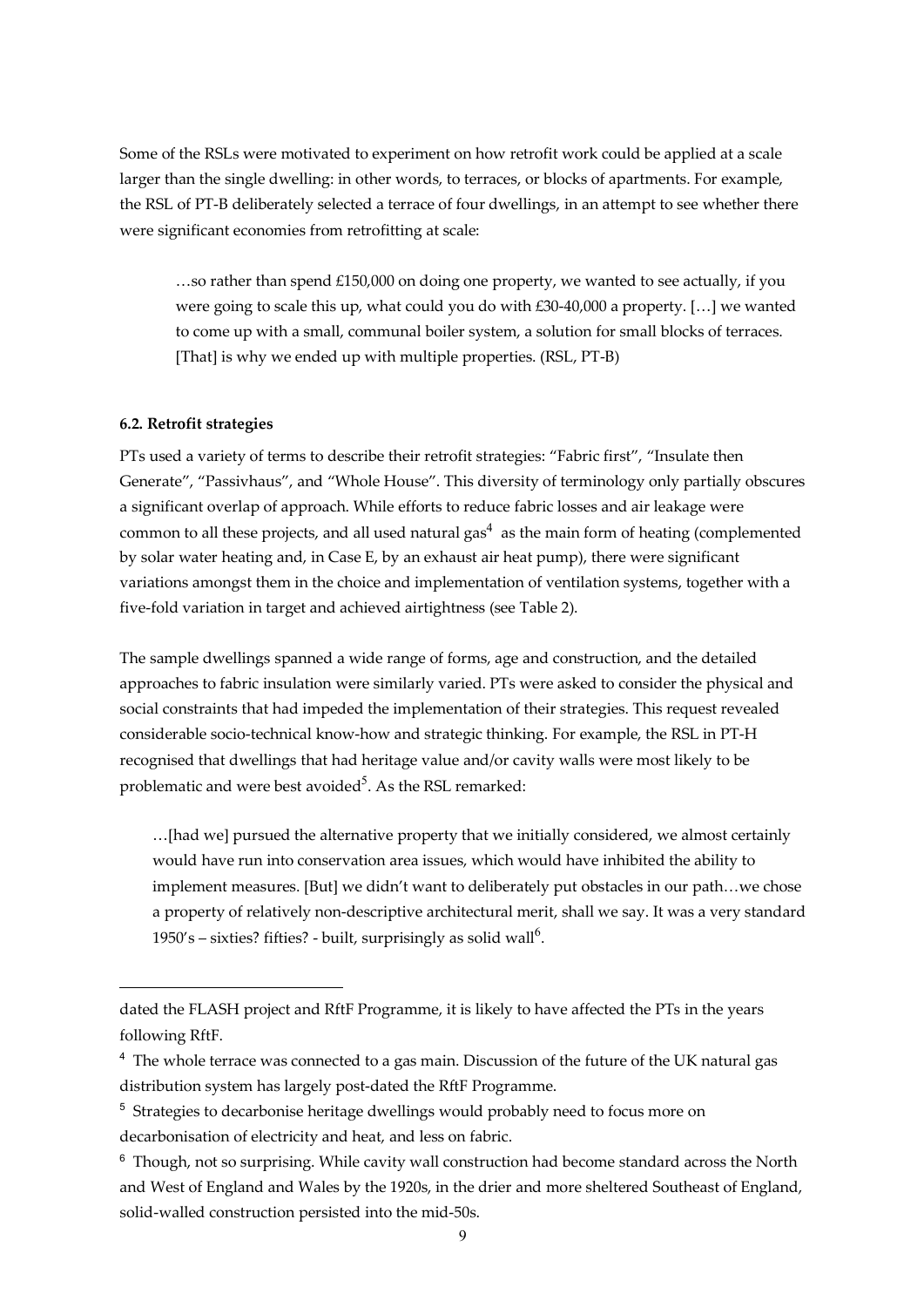Some of the RSLs were motivated to experiment on how retrofit work could be applied at a scale larger than the single dwelling: in other words, to terraces, or blocks of apartments. For example, the RSL of PT-B deliberately selected a terrace of four dwellings, in an attempt to see whether there were significant economies from retrofitting at scale:

> …so rather than spend £150,000 on doing one property, we wanted to see actually, if you were going to scale this up, what could you do with £30-40,000 a property. […] we wanted to come up with a small, communal boiler system, a solution for small blocks of terraces. [That] is why we ended up with multiple properties. (RSL, PT-B)

#### 6.2. Retrofit strategies

PTs used a variety of terms to describe their retrofit strategies: "Fabric first", "Insulate then Generate", "Passivhaus", and "Whole House". This diversity of terminology only partially obscures a significant overlap of approach. While efforts to reduce fabric losses and air leakage were common to all these projects, and all used natural gas[4] as the main form of heating (complemented by solar water heating and, in Case E, by an exhaust air heat pump), there were significant variations amongst them in the choice and implementation of ventilation systems, together with a five-fold variation in target and achieved airtightness (see Table 2).

The sample dwellings spanned a wide range of forms, age and construction, and the detailed approaches to fabric insulation were similarly varied. PTs were asked to consider the physical and social constraints that had impeded the implementation of their strategies. This request revealed considerable socio-technical know-how and strategic thinking. For example, the RSL in PT-H recognised that dwellings that had heritage value and/or cavity walls were most likely to be problematic and were best avoided[5]. As the RSL remarked:

> …[had we] pursued the alternative property that we initially considered, we almost certainly would have run into conservation area issues, which would have inhibited the ability to implement measures. [But] we didn't want to deliberately put obstacles in our path…we chose a property of relatively non-descriptive architectural merit, shall we say. It was a very standard 1950's – sixties? fifties? - built, surprisingly as solid wall[6].

---

dated the FLASH project and RftF Programme, it is likely to have affected the PTs in the years following RftF.

[4] The whole terrace was connected to a gas main. Discussion of the future of the UK natural gas distribution system has largely post-dated the RftF Programme.

[5] Strategies to decarbonise heritage dwellings would probably need to focus more on decarbonisation of electricity and heat, and less on fabric.

[6] Though, not so surprising. While cavity wall construction had become standard across the North and West of England and Wales by the 1920s, in the drier and more sheltered Southeast of England, solid-walled construction persisted into the mid-50s.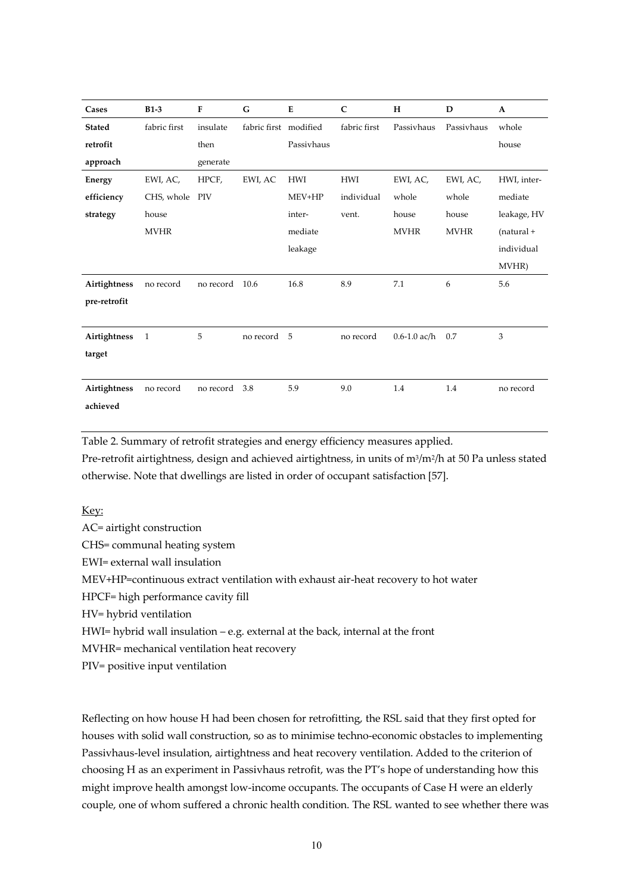| Cases | B1-3 | F | G | E | C | H | D | A |
|---|---|---|---|---|---|---|---|---|
| **Stated retrofit approach** | fabric first | insulate then generate | fabric first | modified Passivhaus | fabric first | Passivhaus | Passivhaus | whole house |
| **Energy efficiency strategy** | EWI, AC, CHS, whole house MVHR | HPCF, PIV | EWI, AC | HWI MEV+HP inter-mediate leakage | HWI individual vent. | EWI, AC, whole house MVHR | EWI, AC, whole house MVHR | HWI, inter-mediate leakage, HV (natural + individual MVHR) |
| **Airtightness pre-retrofit** | no record | no record | 10.6 | 16.8 | 8.9 | 7.1 | 6 | 5.6 |
| **Airtightness target** | 1 | 5 | no record | 5 | no record | 0.6-1.0 ac/h | 0.7 | 3 |
| **Airtightness achieved** | no record | no record | 3.8 | 5.9 | 9.0 | 1.4 | 1.4 | no record |

Table 2. Summary of retrofit strategies and energy efficiency measures applied.
Pre-retrofit airtightness, design and achieved airtightness, in units of $m^3/m^2/h$ at 50 Pa unless stated otherwise. Note that dwellings are listed in order of occupant satisfaction [57].

Key:

AC= airtight construction

CHS= communal heating system

EWI= external wall insulation

MEV+HP=continuous extract ventilation with exhaust air-heat recovery to hot water

HPCF= high performance cavity fill

HV= hybrid ventilation

HWI= hybrid wall insulation – e.g. external at the back, internal at the front

MVHR= mechanical ventilation heat recovery

PIV= positive input ventilation

Reflecting on how house H had been chosen for retrofitting, the RSL said that they first opted for houses with solid wall construction, so as to minimise techno-economic obstacles to implementing Passivhaus-level insulation, airtightness and heat recovery ventilation. Added to the criterion of choosing H as an experiment in Passivhaus retrofit, was the PT's hope of understanding how this might improve health amongst low-income occupants. The occupants of Case H were an elderly couple, one of whom suffered a chronic health condition. The RSL wanted to see whether there was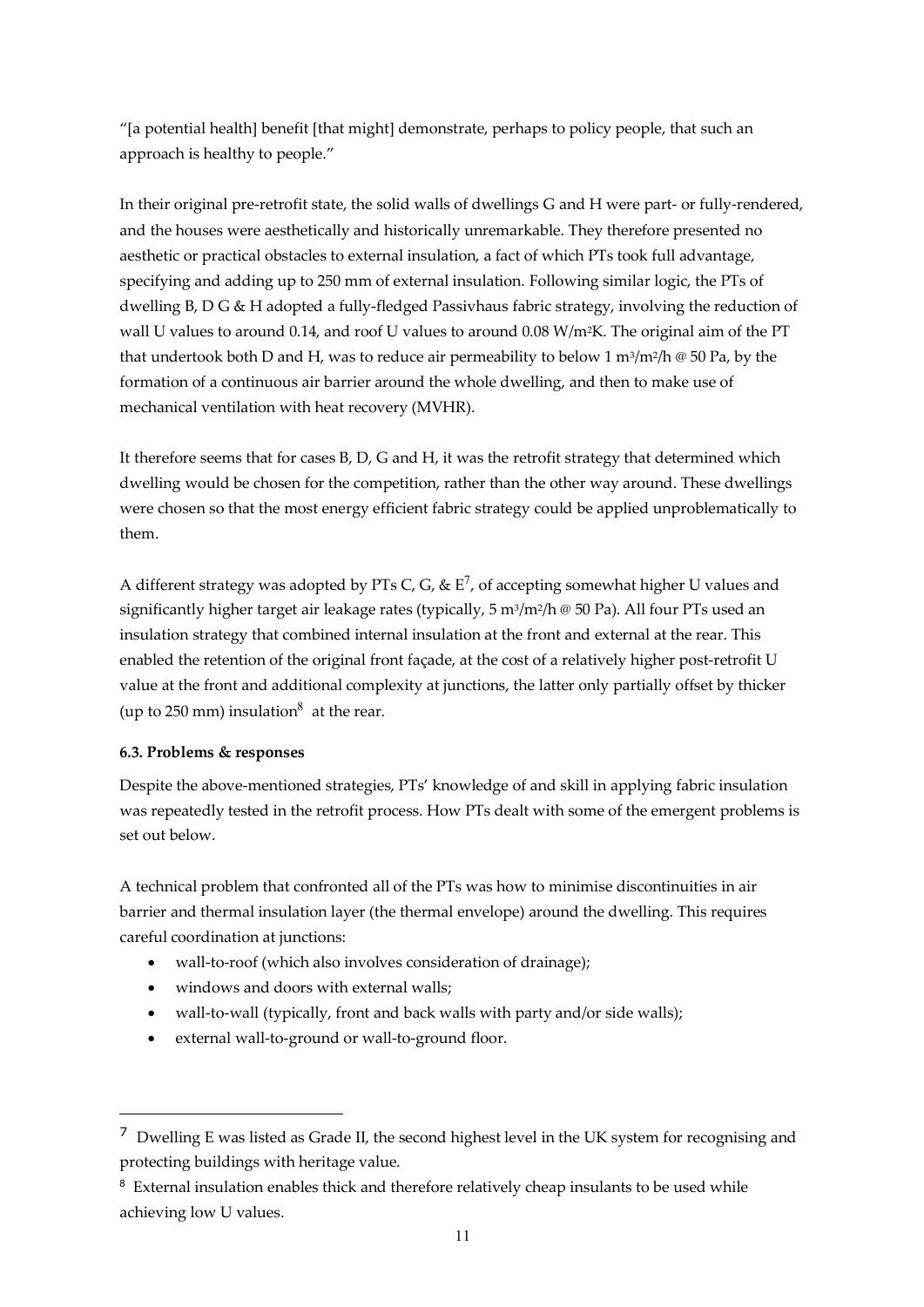"[a potential health] benefit [that might] demonstrate, perhaps to policy people, that such an approach is healthy to people."

In their original pre-retrofit state, the solid walls of dwellings G and H were part- or fully-rendered, and the houses were aesthetically and historically unremarkable. They therefore presented no aesthetic or practical obstacles to external insulation, a fact of which PTs took full advantage, specifying and adding up to 250 mm of external insulation. Following similar logic, the PTs of dwelling B, D G & H adopted a fully-fledged Passivhaus fabric strategy, involving the reduction of wall U values to around 0.14, and roof U values to around 0.08 $W/m^2K$. The original aim of the PT that undertook both D and H, was to reduce air permeability to below 1 $m^3/m^2/h$ @ 50 Pa, by the formation of a continuous air barrier around the whole dwelling, and then to make use of mechanical ventilation with heat recovery (MVHR).

It therefore seems that for cases B, D, G and H, it was the retrofit strategy that determined which dwelling would be chosen for the competition, rather than the other way around. These dwellings were chosen so that the most energy efficient fabric strategy could be applied unproblematically to them.

A different strategy was adopted by PTs C, G, & E[7], of accepting somewhat higher U values and significantly higher target air leakage rates (typically, 5 $m^3/m^2/h$ @ 50 Pa). All four PTs used an insulation strategy that combined internal insulation at the front and external at the rear. This enabled the retention of the original front façade, at the cost of a relatively higher post-retrofit U value at the front and additional complexity at junctions, the latter only partially offset by thicker (up to 250 mm) insulation[8] at the rear.

**6.3. Problems & responses**

Despite the above-mentioned strategies, PTs' knowledge of and skill in applying fabric insulation was repeatedly tested in the retrofit process. How PTs dealt with some of the emergent problems is set out below.

A technical problem that confronted all of the PTs was how to minimise discontinuities in air barrier and thermal insulation layer (the thermal envelope) around the dwelling. This requires careful coordination at junctions:

- wall-to-roof (which also involves consideration of drainage);
- windows and doors with external walls;
- wall-to-wall (typically, front and back walls with party and/or side walls);
- external wall-to-ground or wall-to-ground floor.

---

[7] Dwelling E was listed as Grade II, the second highest level in the UK system for recognising and protecting buildings with heritage value.

[8] External insulation enables thick and therefore relatively cheap insulants to be used while achieving low U values.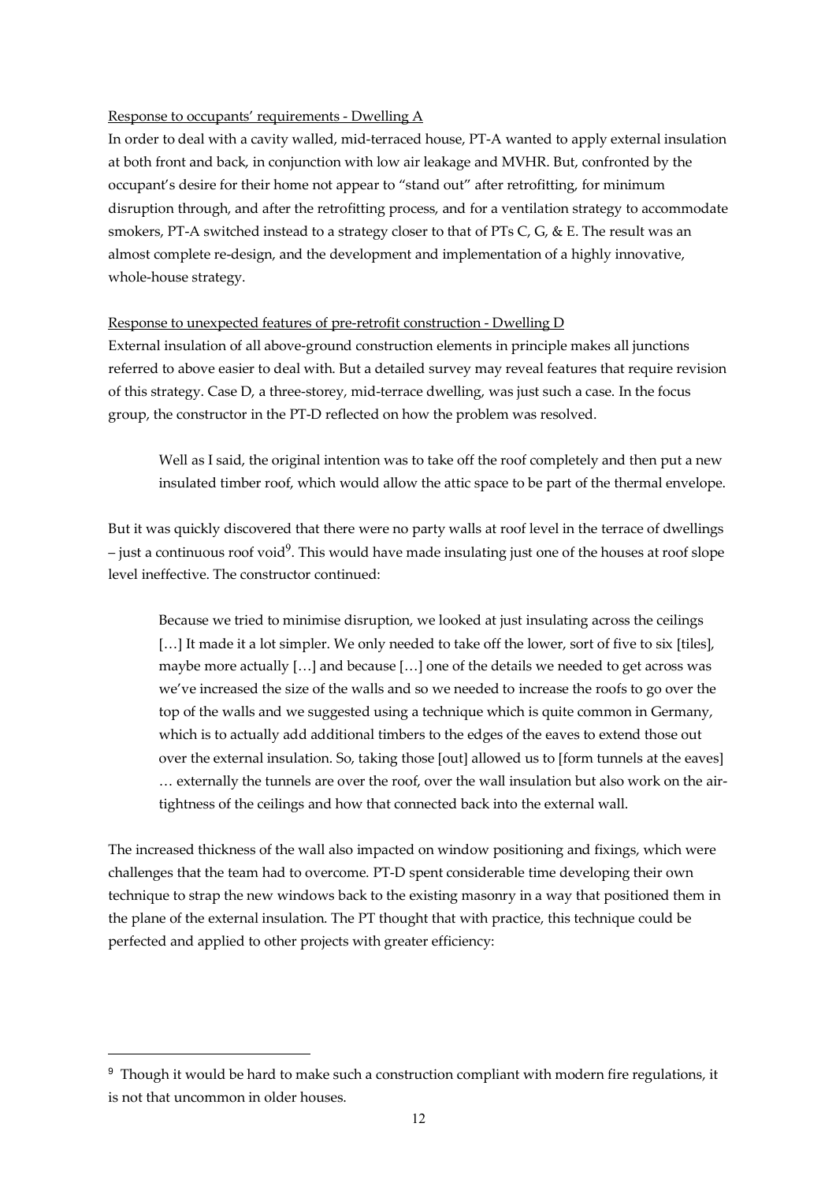Response to occupants' requirements - Dwelling A

In order to deal with a cavity walled, mid-terraced house, PT-A wanted to apply external insulation at both front and back, in conjunction with low air leakage and MVHR. But, confronted by the occupant's desire for their home not appear to "stand out" after retrofitting, for minimum disruption through, and after the retrofitting process, and for a ventilation strategy to accommodate smokers, PT-A switched instead to a strategy closer to that of PTs C, G, & E. The result was an almost complete re-design, and the development and implementation of a highly innovative, whole-house strategy.

Response to unexpected features of pre-retrofit construction - Dwelling D

External insulation of all above-ground construction elements in principle makes all junctions referred to above easier to deal with. But a detailed survey may reveal features that require revision of this strategy. Case D, a three-storey, mid-terrace dwelling, was just such a case. In the focus group, the constructor in the PT-D reflected on how the problem was resolved.

> Well as I said, the original intention was to take off the roof completely and then put a new insulated timber roof, which would allow the attic space to be part of the thermal envelope.

But it was quickly discovered that there were no party walls at roof level in the terrace of dwellings – just a continuous roof void[9]. This would have made insulating just one of the houses at roof slope level ineffective. The constructor continued:

> Because we tried to minimise disruption, we looked at just insulating across the ceilings […] It made it a lot simpler. We only needed to take off the lower, sort of five to six [tiles], maybe more actually […] and because […] one of the details we needed to get across was we've increased the size of the walls and so we needed to increase the roofs to go over the top of the walls and we suggested using a technique which is quite common in Germany, which is to actually add additional timbers to the edges of the eaves to extend those out over the external insulation. So, taking those [out] allowed us to [form tunnels at the eaves] … externally the tunnels are over the roof, over the wall insulation but also work on the air-tightness of the ceilings and how that connected back into the external wall.

The increased thickness of the wall also impacted on window positioning and fixings, which were challenges that the team had to overcome. PT-D spent considerable time developing their own technique to strap the new windows back to the existing masonry in a way that positioned them in the plane of the external insulation. The PT thought that with practice, this technique could be perfected and applied to other projects with greater efficiency:

---

[9] Though it would be hard to make such a construction compliant with modern fire regulations, it is not that uncommon in older houses.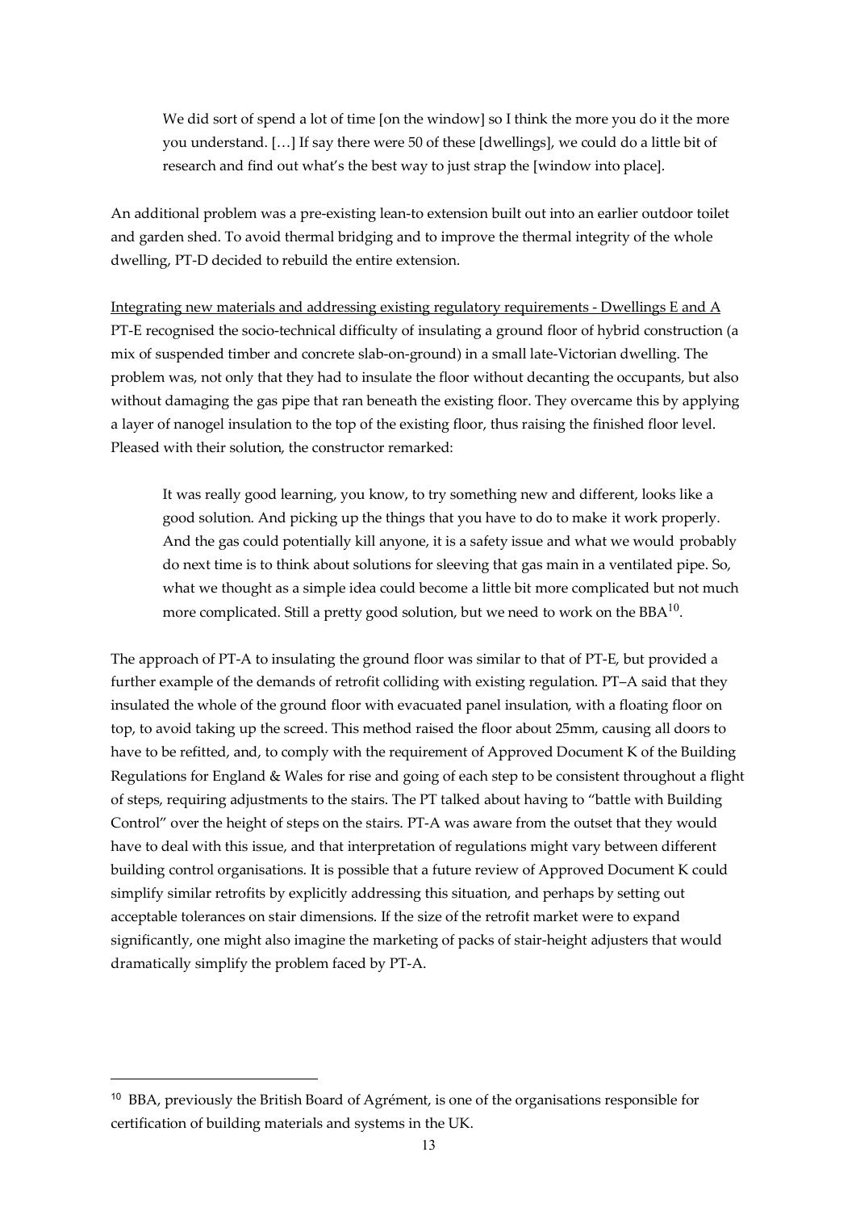> We did sort of spend a lot of time [on the window] so I think the more you do it the more you understand. […] If say there were 50 of these [dwellings], we could do a little bit of research and find out what's the best way to just strap the [window into place].

An additional problem was a pre-existing lean-to extension built out into an earlier outdoor toilet and garden shed. To avoid thermal bridging and to improve the thermal integrity of the whole dwelling, PT-D decided to rebuild the entire extension.

Integrating new materials and addressing existing regulatory requirements - Dwellings E and A

PT-E recognised the socio-technical difficulty of insulating a ground floor of hybrid construction (a mix of suspended timber and concrete slab-on-ground) in a small late-Victorian dwelling. The problem was, not only that they had to insulate the floor without decanting the occupants, but also without damaging the gas pipe that ran beneath the existing floor. They overcame this by applying a layer of nanogel insulation to the top of the existing floor, thus raising the finished floor level. Pleased with their solution, the constructor remarked:

> It was really good learning, you know, to try something new and different, looks like a good solution. And picking up the things that you have to do to make it work properly. And the gas could potentially kill anyone, it is a safety issue and what we would probably do next time is to think about solutions for sleeving that gas main in a ventilated pipe. So, what we thought as a simple idea could become a little bit more complicated but not much more complicated. Still a pretty good solution, but we need to work on the BBA[10].

The approach of PT-A to insulating the ground floor was similar to that of PT-E, but provided a further example of the demands of retrofit colliding with existing regulation. PT–A said that they insulated the whole of the ground floor with evacuated panel insulation, with a floating floor on top, to avoid taking up the screed. This method raised the floor about 25mm, causing all doors to have to be refitted, and, to comply with the requirement of Approved Document K of the Building Regulations for England & Wales for rise and going of each step to be consistent throughout a flight of steps, requiring adjustments to the stairs. The PT talked about having to "battle with Building Control" over the height of steps on the stairs. PT-A was aware from the outset that they would have to deal with this issue, and that interpretation of regulations might vary between different building control organisations. It is possible that a future review of Approved Document K could simplify similar retrofits by explicitly addressing this situation, and perhaps by setting out acceptable tolerances on stair dimensions. If the size of the retrofit market were to expand significantly, one might also imagine the marketing of packs of stair-height adjusters that would dramatically simplify the problem faced by PT-A.

---

[10] BBA, previously the British Board of Agrément, is one of the organisations responsible for certification of building materials and systems in the UK.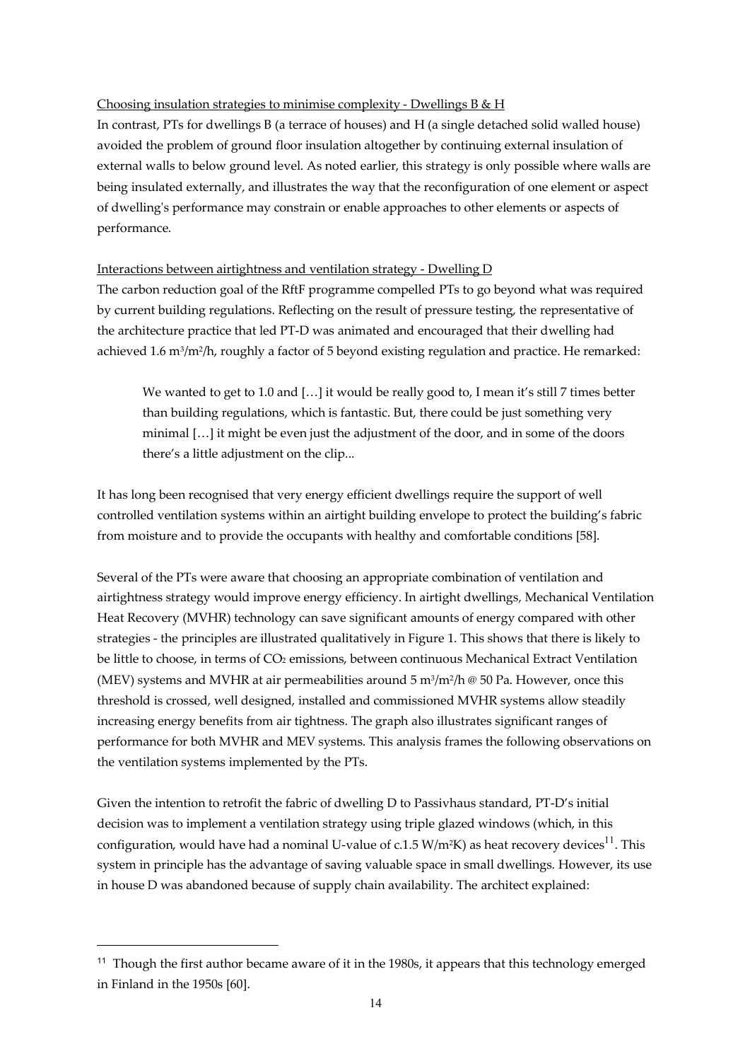Choosing insulation strategies to minimise complexity - Dwellings B & H

In contrast, PTs for dwellings B (a terrace of houses) and H (a single detached solid walled house) avoided the problem of ground floor insulation altogether by continuing external insulation of external walls to below ground level. As noted earlier, this strategy is only possible where walls are being insulated externally, and illustrates the way that the reconfiguration of one element or aspect of dwelling's performance may constrain or enable approaches to other elements or aspects of performance.

Interactions between airtightness and ventilation strategy - Dwelling D

The carbon reduction goal of the RftF programme compelled PTs to go beyond what was required by current building regulations. Reflecting on the result of pressure testing, the representative of the architecture practice that led PT-D was animated and encouraged that their dwelling had achieved 1.6 $m^3/m^2/h$, roughly a factor of 5 beyond existing regulation and practice. He remarked:

> We wanted to get to 1.0 and […] it would be really good to, I mean it's still 7 times better than building regulations, which is fantastic. But, there could be just something very minimal […] it might be even just the adjustment of the door, and in some of the doors there's a little adjustment on the clip...

It has long been recognised that very energy efficient dwellings require the support of well controlled ventilation systems within an airtight building envelope to protect the building's fabric from moisture and to provide the occupants with healthy and comfortable conditions [58].

Several of the PTs were aware that choosing an appropriate combination of ventilation and airtightness strategy would improve energy efficiency. In airtight dwellings, Mechanical Ventilation Heat Recovery (MVHR) technology can save significant amounts of energy compared with other strategies - the principles are illustrated qualitatively in Figure 1. This shows that there is likely to be little to choose, in terms of $CO_2$ emissions, between continuous Mechanical Extract Ventilation (MEV) systems and MVHR at air permeabilities around 5 $m^3/m^2/h$ @ 50 Pa. However, once this threshold is crossed, well designed, installed and commissioned MVHR systems allow steadily increasing energy benefits from air tightness. The graph also illustrates significant ranges of performance for both MVHR and MEV systems. This analysis frames the following observations on the ventilation systems implemented by the PTs.

Given the intention to retrofit the fabric of dwelling D to Passivhaus standard, PT-D's initial decision was to implement a ventilation strategy using triple glazed windows (which, in this configuration, would have had a nominal U-value of c.1.5 $W/m^2K$) as heat recovery devices[11]. This system in principle has the advantage of saving valuable space in small dwellings. However, its use in house D was abandoned because of supply chain availability. The architect explained:

[11] Though the first author became aware of it in the 1980s, it appears that this technology emerged in Finland in the 1950s [60].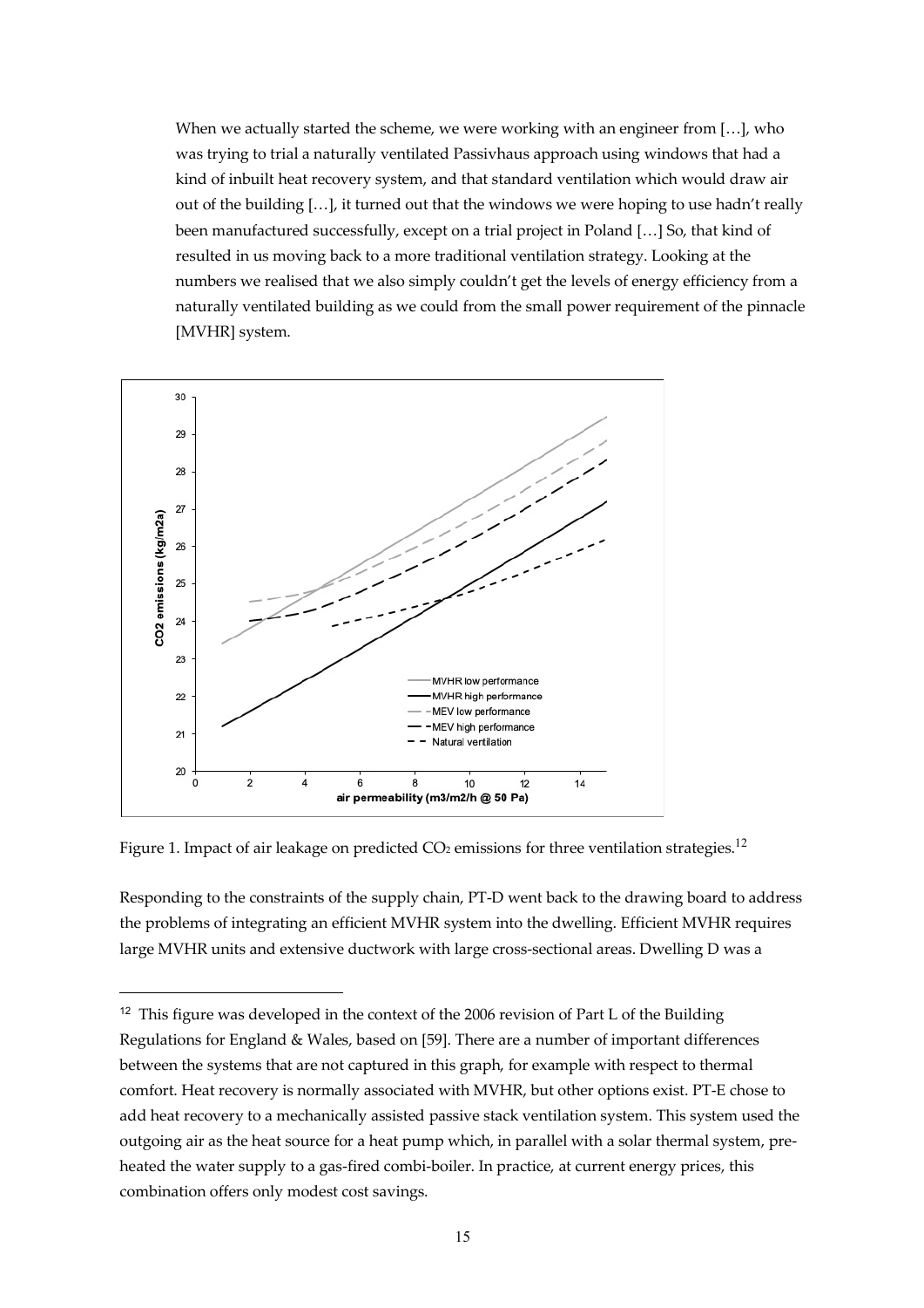> When we actually started the scheme, we were working with an engineer from […], who was trying to trial a naturally ventilated Passivhaus approach using windows that had a kind of inbuilt heat recovery system, and that standard ventilation which would draw air out of the building […], it turned out that the windows we were hoping to use hadn't really been manufactured successfully, except on a trial project in Poland […] So, that kind of resulted in us moving back to a more traditional ventilation strategy. Looking at the numbers we realised that we also simply couldn't get the levels of energy efficiency from a naturally ventilated building as we could from the small power requirement of the pinnacle [MVHR] system.

Figure 1. Impact of air leakage on predicted $CO_2$ emissions for three ventilation strategies.[12]

Responding to the constraints of the supply chain, PT-D went back to the drawing board to address the problems of integrating an efficient MVHR system into the dwelling. Efficient MVHR requires large MVHR units and extensive ductwork with large cross-sectional areas. Dwelling D was a

[12] This figure was developed in the context of the 2006 revision of Part L of the Building Regulations for England & Wales, based on [59]. There are a number of important differences between the systems that are not captured in this graph, for example with respect to thermal comfort. Heat recovery is normally associated with MVHR, but other options exist. PT-E chose to add heat recovery to a mechanically assisted passive stack ventilation system. This system used the outgoing air as the heat source for a heat pump which, in parallel with a solar thermal system, pre-heated the water supply to a gas-fired combi-boiler. In practice, at current energy prices, this combination offers only modest cost savings.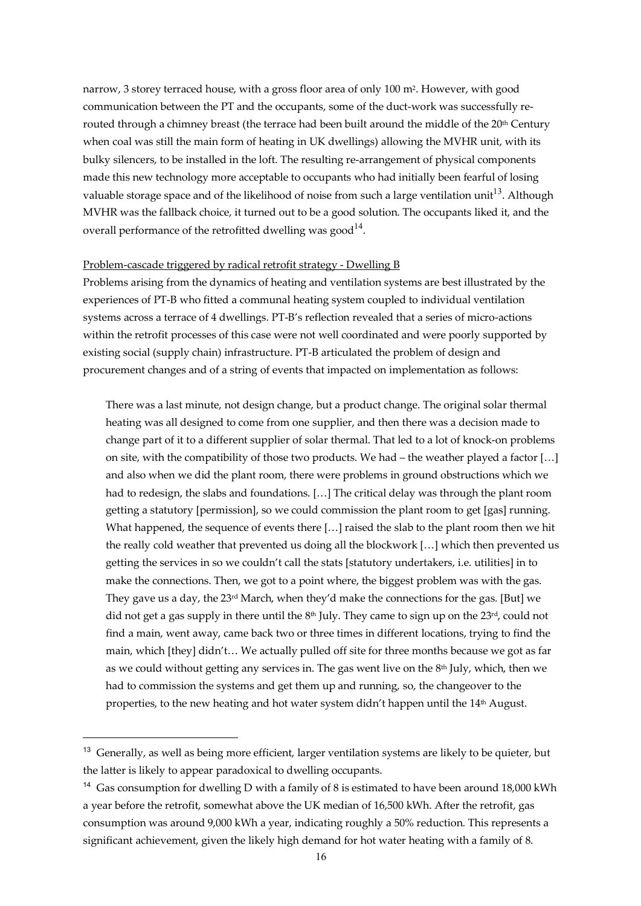narrow, 3 storey terraced house, with a gross floor area of only 100 m$^2$. However, with good communication between the PT and the occupants, some of the duct-work was successfully re-routed through a chimney breast (the terrace had been built around the middle of the 20th Century when coal was still the main form of heating in UK dwellings) allowing the MVHR unit, with its bulky silencers, to be installed in the loft. The resulting re-arrangement of physical components made this new technology more acceptable to occupants who had initially been fearful of losing valuable storage space and of the likelihood of noise from such a large ventilation unit[13]. Although MVHR was the fallback choice, it turned out to be a good solution. The occupants liked it, and the overall performance of the retrofitted dwelling was good[14].

<u>Problem-cascade triggered by radical retrofit strategy - Dwelling B</u>

Problems arising from the dynamics of heating and ventilation systems are best illustrated by the experiences of PT-B who fitted a communal heating system coupled to individual ventilation systems across a terrace of 4 dwellings. PT-B's reflection revealed that a series of micro-actions within the retrofit processes of this case were not well coordinated and were poorly supported by existing social (supply chain) infrastructure. PT-B articulated the problem of design and procurement changes and of a string of events that impacted on implementation as follows:

> There was a last minute, not design change, but a product change. The original solar thermal heating was all designed to come from one supplier, and then there was a decision made to change part of it to a different supplier of solar thermal. That led to a lot of knock-on problems on site, with the compatibility of those two products. We had – the weather played a factor […] and also when we did the plant room, there were problems in ground obstructions which we had to redesign, the slabs and foundations. […] The critical delay was through the plant room getting a statutory [permission], so we could commission the plant room to get [gas] running. What happened, the sequence of events there […] raised the slab to the plant room then we hit the really cold weather that prevented us doing all the blockwork […] which then prevented us getting the services in so we couldn't call the stats [statutory undertakers, i.e. utilities] in to make the connections. Then, we got to a point where, the biggest problem was with the gas. They gave us a day, the 23rd March, when they'd make the connections for the gas. [But] we did not get a gas supply in there until the 8th July. They came to sign up on the 23rd, could not find a main, went away, came back two or three times in different locations, trying to find the main, which [they] didn't… We actually pulled off site for three months because we got as far as we could without getting any services in. The gas went live on the 8th July, which, then we had to commission the systems and get them up and running, so, the changeover to the properties, to the new heating and hot water system didn't happen until the 14th August.

---

[13] Generally, as well as being more efficient, larger ventilation systems are likely to be quieter, but the latter is likely to appear paradoxical to dwelling occupants.

[14] Gas consumption for dwelling D with a family of 8 is estimated to have been around 18,000 kWh a year before the retrofit, somewhat above the UK median of 16,500 kWh. After the retrofit, gas consumption was around 9,000 kWh a year, indicating roughly a 50% reduction. This represents a significant achievement, given the likely high demand for hot water heating with a family of 8.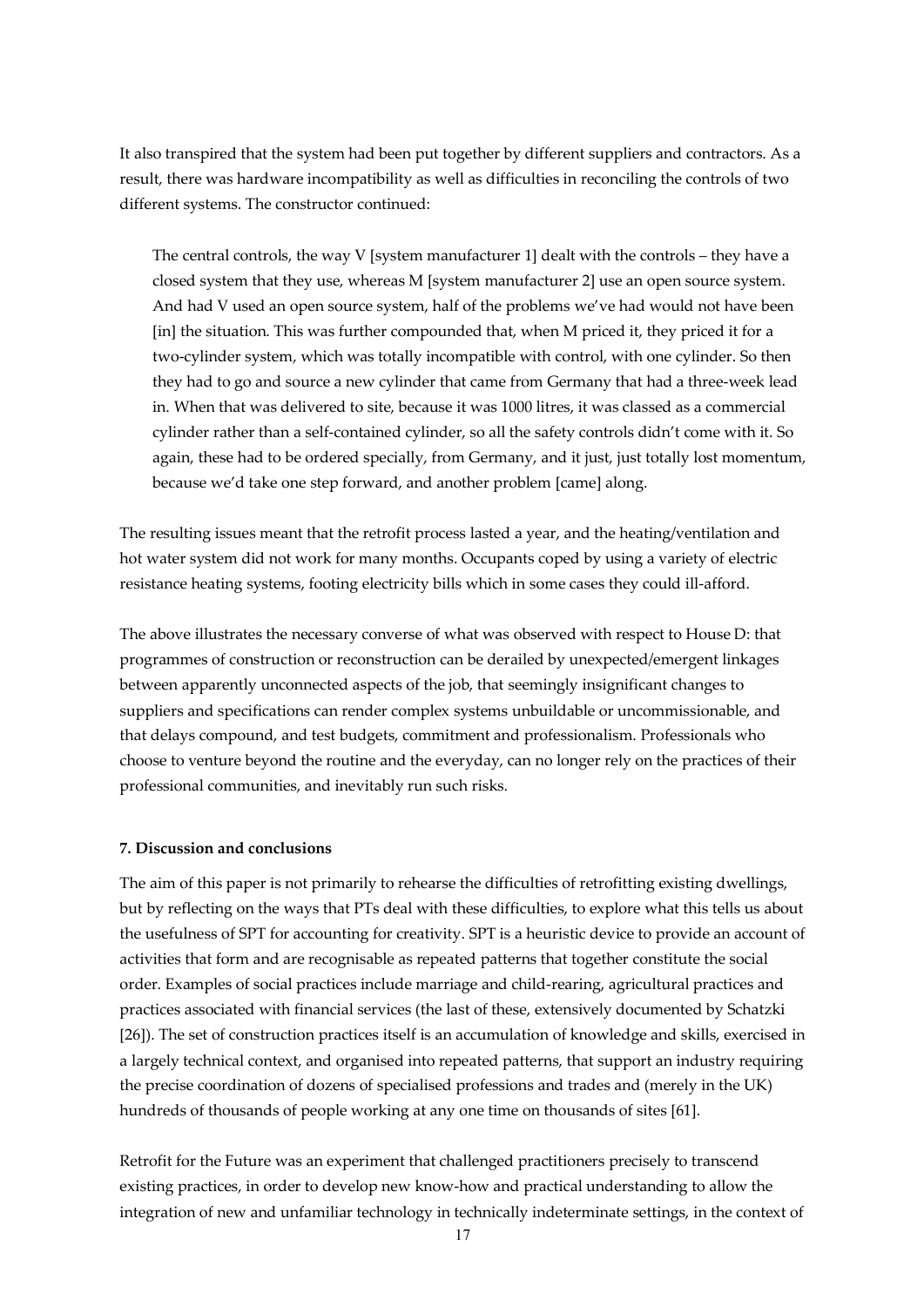It also transpired that the system had been put together by different suppliers and contractors. As a result, there was hardware incompatibility as well as difficulties in reconciling the controls of two different systems. The constructor continued:

> The central controls, the way V [system manufacturer 1] dealt with the controls – they have a closed system that they use, whereas M [system manufacturer 2] use an open source system. And had V used an open source system, half of the problems we've had would not have been [in] the situation. This was further compounded that, when M priced it, they priced it for a two-cylinder system, which was totally incompatible with control, with one cylinder. So then they had to go and source a new cylinder that came from Germany that had a three-week lead in. When that was delivered to site, because it was 1000 litres, it was classed as a commercial cylinder rather than a self-contained cylinder, so all the safety controls didn't come with it. So again, these had to be ordered specially, from Germany, and it just, just totally lost momentum, because we'd take one step forward, and another problem [came] along.

The resulting issues meant that the retrofit process lasted a year, and the heating/ventilation and hot water system did not work for many months. Occupants coped by using a variety of electric resistance heating systems, footing electricity bills which in some cases they could ill-afford.

The above illustrates the necessary converse of what was observed with respect to House D: that programmes of construction or reconstruction can be derailed by unexpected/emergent linkages between apparently unconnected aspects of the job, that seemingly insignificant changes to suppliers and specifications can render complex systems unbuildable or uncommissionable, and that delays compound, and test budgets, commitment and professionalism. Professionals who choose to venture beyond the routine and the everyday, can no longer rely on the practices of their professional communities, and inevitably run such risks.

**7. Discussion and conclusions**

The aim of this paper is not primarily to rehearse the difficulties of retrofitting existing dwellings, but by reflecting on the ways that PTs deal with these difficulties, to explore what this tells us about the usefulness of SPT for accounting for creativity. SPT is a heuristic device to provide an account of activities that form and are recognisable as repeated patterns that together constitute the social order. Examples of social practices include marriage and child-rearing, agricultural practices and practices associated with financial services (the last of these, extensively documented by Schatzki [26]). The set of construction practices itself is an accumulation of knowledge and skills, exercised in a largely technical context, and organised into repeated patterns, that support an industry requiring the precise coordination of dozens of specialised professions and trades and (merely in the UK) hundreds of thousands of people working at any one time on thousands of sites [61].

Retrofit for the Future was an experiment that challenged practitioners precisely to transcend existing practices, in order to develop new know-how and practical understanding to allow the integration of new and unfamiliar technology in technically indeterminate settings, in the context of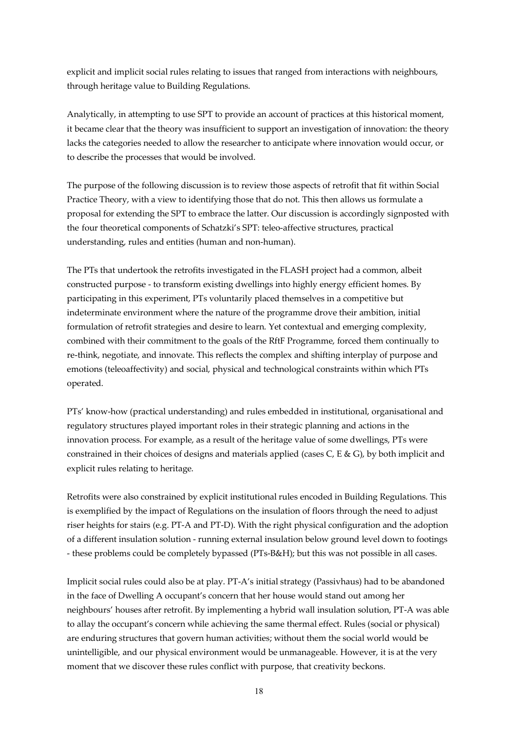explicit and implicit social rules relating to issues that ranged from interactions with neighbours, through heritage value to Building Regulations.

Analytically, in attempting to use SPT to provide an account of practices at this historical moment, it became clear that the theory was insufficient to support an investigation of innovation: the theory lacks the categories needed to allow the researcher to anticipate where innovation would occur, or to describe the processes that would be involved.

The purpose of the following discussion is to review those aspects of retrofit that fit within Social Practice Theory, with a view to identifying those that do not. This then allows us formulate a proposal for extending the SPT to embrace the latter. Our discussion is accordingly signposted with the four theoretical components of Schatzki's SPT: teleo-affective structures, practical understanding, rules and entities (human and non-human).

The PTs that undertook the retrofits investigated in the FLASH project had a common, albeit constructed purpose - to transform existing dwellings into highly energy efficient homes. By participating in this experiment, PTs voluntarily placed themselves in a competitive but indeterminate environment where the nature of the programme drove their ambition, initial formulation of retrofit strategies and desire to learn. Yet contextual and emerging complexity, combined with their commitment to the goals of the RftF Programme, forced them continually to re-think, negotiate, and innovate. This reflects the complex and shifting interplay of purpose and emotions (teleoaffectivity) and social, physical and technological constraints within which PTs operated.

PTs' know-how (practical understanding) and rules embedded in institutional, organisational and regulatory structures played important roles in their strategic planning and actions in the innovation process. For example, as a result of the heritage value of some dwellings, PTs were constrained in their choices of designs and materials applied (cases C, E & G), by both implicit and explicit rules relating to heritage.

Retrofits were also constrained by explicit institutional rules encoded in Building Regulations. This is exemplified by the impact of Regulations on the insulation of floors through the need to adjust riser heights for stairs (e.g. PT-A and PT-D). With the right physical configuration and the adoption of a different insulation solution - running external insulation below ground level down to footings - these problems could be completely bypassed (PTs-B&H); but this was not possible in all cases.

Implicit social rules could also be at play. PT-A's initial strategy (Passivhaus) had to be abandoned in the face of Dwelling A occupant's concern that her house would stand out among her neighbours' houses after retrofit. By implementing a hybrid wall insulation solution, PT-A was able to allay the occupant's concern while achieving the same thermal effect. Rules (social or physical) are enduring structures that govern human activities; without them the social world would be unintelligible, and our physical environment would be unmanageable. However, it is at the very moment that we discover these rules conflict with purpose, that creativity beckons.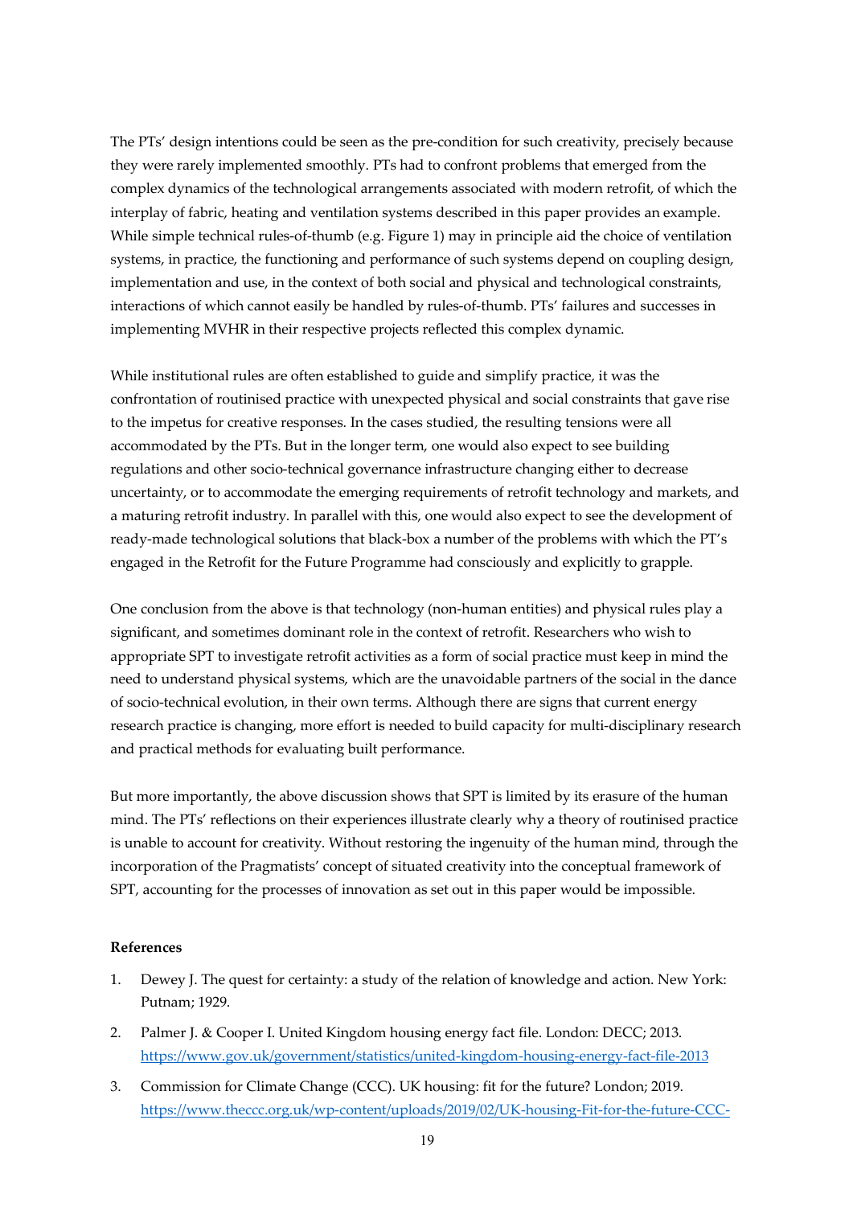The PTs' design intentions could be seen as the pre-condition for such creativity, precisely because they were rarely implemented smoothly. PTs had to confront problems that emerged from the complex dynamics of the technological arrangements associated with modern retrofit, of which the interplay of fabric, heating and ventilation systems described in this paper provides an example. While simple technical rules-of-thumb (e.g. Figure 1) may in principle aid the choice of ventilation systems, in practice, the functioning and performance of such systems depend on coupling design, implementation and use, in the context of both social and physical and technological constraints, interactions of which cannot easily be handled by rules-of-thumb. PTs' failures and successes in implementing MVHR in their respective projects reflected this complex dynamic.

While institutional rules are often established to guide and simplify practice, it was the confrontation of routinised practice with unexpected physical and social constraints that gave rise to the impetus for creative responses. In the cases studied, the resulting tensions were all accommodated by the PTs. But in the longer term, one would also expect to see building regulations and other socio-technical governance infrastructure changing either to decrease uncertainty, or to accommodate the emerging requirements of retrofit technology and markets, and a maturing retrofit industry. In parallel with this, one would also expect to see the development of ready-made technological solutions that black-box a number of the problems with which the PT's engaged in the Retrofit for the Future Programme had consciously and explicitly to grapple.

One conclusion from the above is that technology (non-human entities) and physical rules play a significant, and sometimes dominant role in the context of retrofit. Researchers who wish to appropriate SPT to investigate retrofit activities as a form of social practice must keep in mind the need to understand physical systems, which are the unavoidable partners of the social in the dance of socio-technical evolution, in their own terms. Although there are signs that current energy research practice is changing, more effort is needed to build capacity for multi-disciplinary research and practical methods for evaluating built performance.

But more importantly, the above discussion shows that SPT is limited by its erasure of the human mind. The PTs' reflections on their experiences illustrate clearly why a theory of routinised practice is unable to account for creativity. Without restoring the ingenuity of the human mind, through the incorporation of the Pragmatists' concept of situated creativity into the conceptual framework of SPT, accounting for the processes of innovation as set out in this paper would be impossible.

**References**

1. Dewey J. The quest for certainty: a study of the relation of knowledge and action. New York: Putnam; 1929.
2. Palmer J. & Cooper I. United Kingdom housing energy fact file. London: DECC; 2013. https://www.gov.uk/government/statistics/united-kingdom-housing-energy-fact-file-2013
3. Commission for Climate Change (CCC). UK housing: fit for the future? London; 2019. https://www.theccc.org.uk/wp-content/uploads/2019/02/UK-housing-Fit-for-the-future-CCC-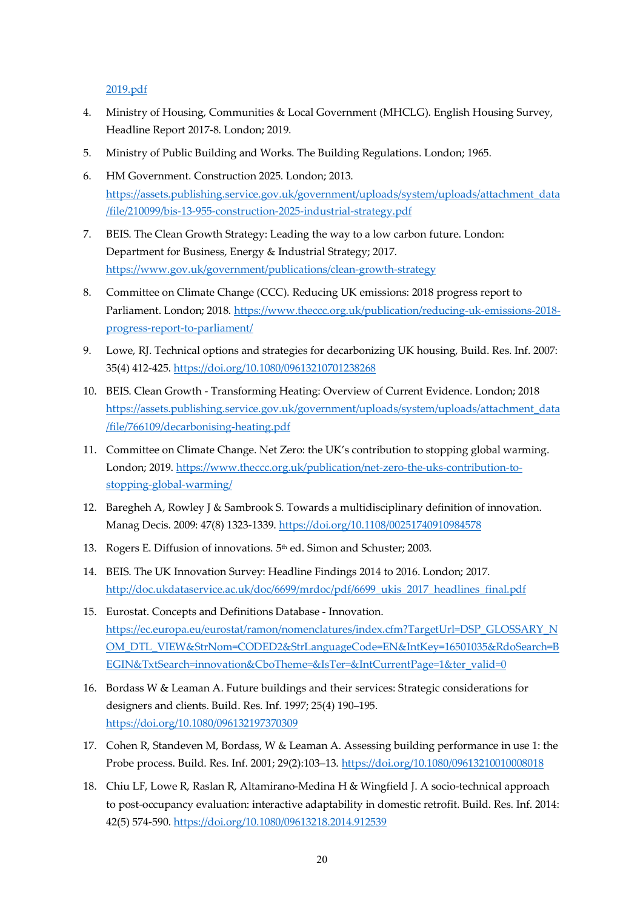2019.pdf

4. Ministry of Housing, Communities & Local Government (MHCLG). English Housing Survey, Headline Report 2017-8. London; 2019.
5. Ministry of Public Building and Works. The Building Regulations. London; 1965.
6. HM Government. Construction 2025. London; 2013. https://assets.publishing.service.gov.uk/government/uploads/system/uploads/attachment_data/file/210099/bis-13-955-construction-2025-industrial-strategy.pdf
7. BEIS. The Clean Growth Strategy: Leading the way to a low carbon future. London: Department for Business, Energy & Industrial Strategy; 2017. https://www.gov.uk/government/publications/clean-growth-strategy
8. Committee on Climate Change (CCC). Reducing UK emissions: 2018 progress report to Parliament. London; 2018. https://www.theccc.org.uk/publication/reducing-uk-emissions-2018-progress-report-to-parliament/
9. Lowe, RJ. Technical options and strategies for decarbonizing UK housing, Build. Res. Inf. 2007: 35(4) 412-425. https://doi.org/10.1080/09613210701238268
10. BEIS. Clean Growth - Transforming Heating: Overview of Current Evidence. London; 2018 https://assets.publishing.service.gov.uk/government/uploads/system/uploads/attachment_data/file/766109/decarbonising-heating.pdf
11. Committee on Climate Change. Net Zero: the UK's contribution to stopping global warming. London; 2019. https://www.theccc.org.uk/publication/net-zero-the-uks-contribution-to-stopping-global-warming/
12. Baregheh A, Rowley J & Sambrook S. Towards a multidisciplinary definition of innovation. Manag Decis. 2009: 47(8) 1323-1339. https://doi.org/10.1108/00251740910984578
13. Rogers E. Diffusion of innovations. 5th ed. Simon and Schuster; 2003.
14. BEIS. The UK Innovation Survey: Headline Findings 2014 to 2016. London; 2017. http://doc.ukdataservice.ac.uk/doc/6699/mrdoc/pdf/6699_ukis_2017_headlines_final.pdf
15. Eurostat. Concepts and Definitions Database - Innovation. https://ec.europa.eu/eurostat/ramon/nomenclatures/index.cfm?TargetUrl=DSP_GLOSSARY_NOM_DTL_VIEW&StrNom=CODED2&StrLanguageCode=EN&IntKey=16501035&RdoSearch=BEGIN&TxtSearch=innovation&CboTheme=&IsTer=&IntCurrentPage=1&ter_valid=0
16. Bordass W & Leaman A. Future buildings and their services: Strategic considerations for designers and clients. Build. Res. Inf. 1997; 25(4) 190–195. https://doi.org/10.1080/096132197370309
17. Cohen R, Standeven M, Bordass, W & Leaman A. Assessing building performance in use 1: the Probe process. Build. Res. Inf. 2001; 29(2):103–13. https://doi.org/10.1080/09613210010008018
18. Chiu LF, Lowe R, Raslan R, Altamirano-Medina H & Wingfield J. A socio-technical approach to post-occupancy evaluation: interactive adaptability in domestic retrofit. Build. Res. Inf. 2014: 42(5) 574-590. https://doi.org/10.1080/09613218.2014.912539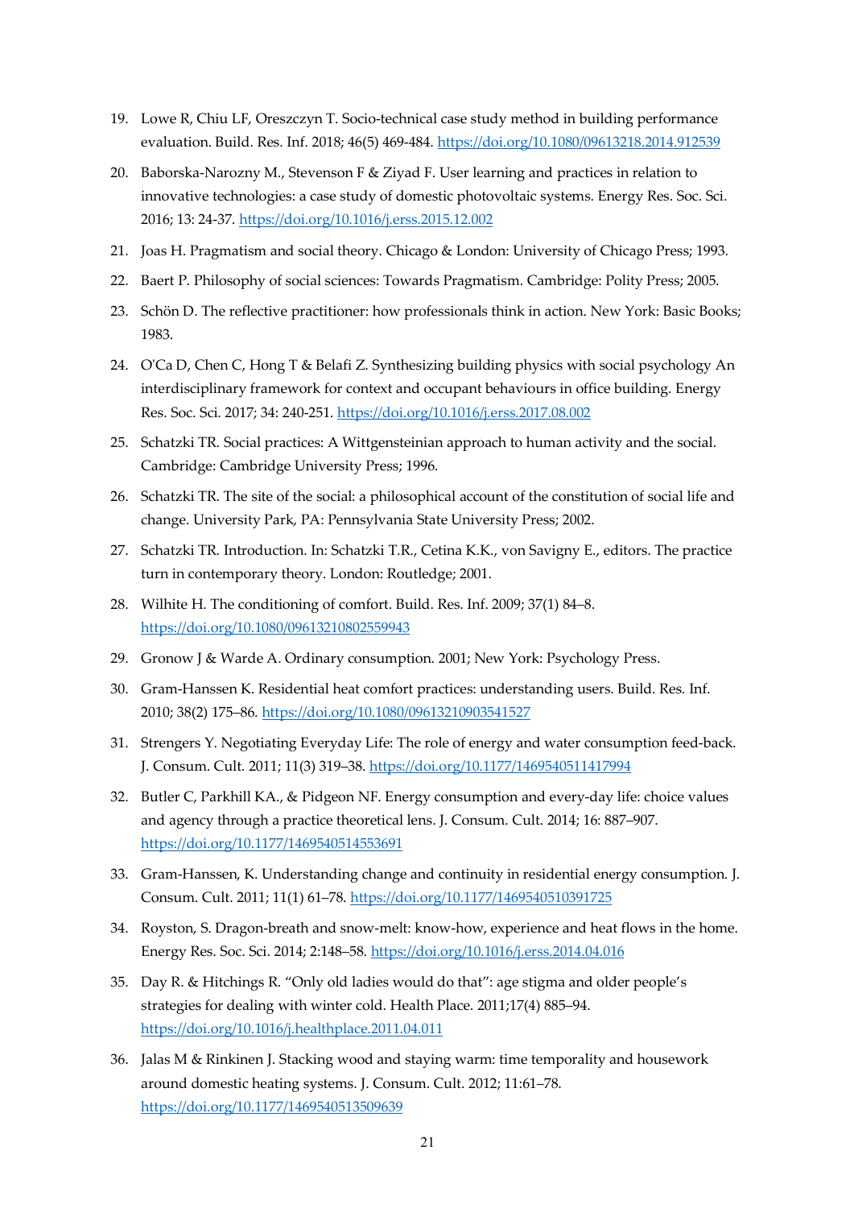19. Lowe R, Chiu LF, Oreszczyn T. Socio-technical case study method in building performance evaluation. Build. Res. Inf. 2018; 46(5) 469-484. https://doi.org/10.1080/09613218.2014.912539
20. Baborska-Narozny M., Stevenson F & Ziyad F. User learning and practices in relation to innovative technologies: a case study of domestic photovoltaic systems. Energy Res. Soc. Sci. 2016; 13: 24-37. https://doi.org/10.1016/j.erss.2015.12.002
21. Joas H. Pragmatism and social theory. Chicago & London: University of Chicago Press; 1993.
22. Baert P. Philosophy of social sciences: Towards Pragmatism. Cambridge: Polity Press; 2005.
23. Schön D. The reflective practitioner: how professionals think in action. New York: Basic Books; 1983.
24. O'Ca D, Chen C, Hong T & Belafi Z. Synthesizing building physics with social psychology An interdisciplinary framework for context and occupant behaviours in office building. Energy Res. Soc. Sci. 2017; 34: 240-251. https://doi.org/10.1016/j.erss.2017.08.002
25. Schatzki TR. Social practices: A Wittgensteinian approach to human activity and the social. Cambridge: Cambridge University Press; 1996.
26. Schatzki TR. The site of the social: a philosophical account of the constitution of social life and change. University Park, PA: Pennsylvania State University Press; 2002.
27. Schatzki TR. Introduction. In: Schatzki T.R., Cetina K.K., von Savigny E., editors. The practice turn in contemporary theory. London: Routledge; 2001.
28. Wilhite H. The conditioning of comfort. Build. Res. Inf. 2009; 37(1) 84–8. https://doi.org/10.1080/09613210802559943
29. Gronow J & Warde A. Ordinary consumption. 2001; New York: Psychology Press.
30. Gram-Hanssen K. Residential heat comfort practices: understanding users. Build. Res. Inf. 2010; 38(2) 175–86. https://doi.org/10.1080/09613210903541527
31. Strengers Y. Negotiating Everyday Life: The role of energy and water consumption feed-back. J. Consum. Cult. 2011; 11(3) 319–38. https://doi.org/10.1177/1469540511417994
32. Butler C, Parkhill KA., & Pidgeon NF. Energy consumption and every-day life: choice values and agency through a practice theoretical lens. J. Consum. Cult. 2014; 16: 887–907. https://doi.org/10.1177/1469540514553691
33. Gram-Hanssen, K. Understanding change and continuity in residential energy consumption. J. Consum. Cult. 2011; 11(1) 61–78. https://doi.org/10.1177/1469540510391725
34. Royston, S. Dragon-breath and snow-melt: know-how, experience and heat flows in the home. Energy Res. Soc. Sci. 2014; 2:148–58. https://doi.org/10.1016/j.erss.2014.04.016
35. Day R. & Hitchings R. "Only old ladies would do that": age stigma and older people's strategies for dealing with winter cold. Health Place. 2011;17(4) 885–94. https://doi.org/10.1016/j.healthplace.2011.04.011
36. Jalas M & Rinkinen J. Stacking wood and staying warm: time temporality and housework around domestic heating systems. J. Consum. Cult. 2012; 11:61–78. https://doi.org/10.1177/1469540513509639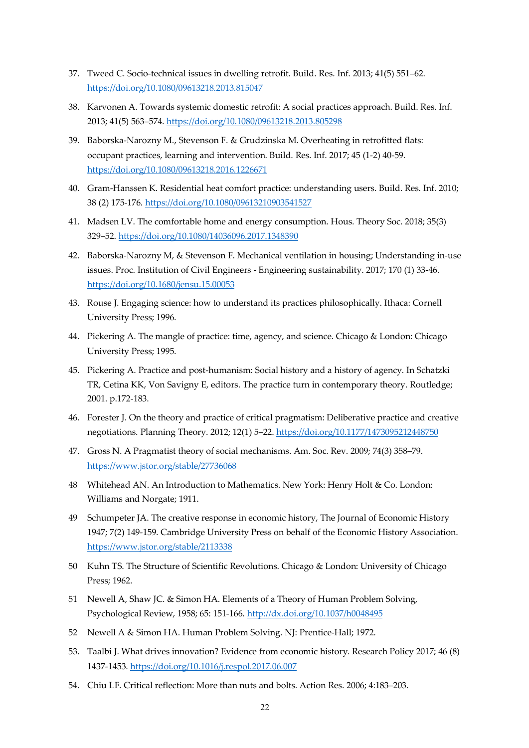37. Tweed C. Socio-technical issues in dwelling retrofit. Build. Res. Inf. 2013; 41(5) 551–62. https://doi.org/10.1080/09613218.2013.815047

38. Karvonen A. Towards systemic domestic retrofit: A social practices approach. Build. Res. Inf. 2013; 41(5) 563–574. https://doi.org/10.1080/09613218.2013.805298

39. Baborska-Narozny M., Stevenson F. & Grudzinska M. Overheating in retrofitted flats: occupant practices, learning and intervention. Build. Res. Inf. 2017; 45 (1-2) 40-59. https://doi.org/10.1080/09613218.2016.1226671

40. Gram-Hanssen K. Residential heat comfort practice: understanding users. Build. Res. Inf. 2010; 38 (2) 175-176. https://doi.org/10.1080/09613210903541527

41. Madsen LV. The comfortable home and energy consumption. Hous. Theory Soc. 2018; 35(3) 329–52. https://doi.org/10.1080/14036096.2017.1348390

42. Baborska-Narozny M, & Stevenson F. Mechanical ventilation in housing; Understanding in-use issues. Proc. Institution of Civil Engineers - Engineering sustainability. 2017; 170 (1) 33-46. https://doi.org/10.1680/jensu.15.00053

43. Rouse J. Engaging science: how to understand its practices philosophically. Ithaca: Cornell University Press; 1996.

44. Pickering A. The mangle of practice: time, agency, and science. Chicago & London: Chicago University Press; 1995.

45. Pickering A. Practice and post-humanism: Social history and a history of agency. In Schatzki TR, Cetina KK, Von Savigny E, editors. The practice turn in contemporary theory. Routledge; 2001. p.172-183.

46. Forester J. On the theory and practice of critical pragmatism: Deliberative practice and creative negotiations. Planning Theory. 2012; 12(1) 5–22. https://doi.org/10.1177/1473095212448750

47. Gross N. A Pragmatist theory of social mechanisms. Am. Soc. Rev. 2009; 74(3) 358–79. https://www.jstor.org/stable/27736068

48 Whitehead AN. An Introduction to Mathematics. New York: Henry Holt & Co. London: Williams and Norgate; 1911.

49 Schumpeter JA. The creative response in economic history, The Journal of Economic History 1947; 7(2) 149-159. Cambridge University Press on behalf of the Economic History Association. https://www.jstor.org/stable/2113338

50 Kuhn TS. The Structure of Scientific Revolutions. Chicago & London: University of Chicago Press; 1962.

51 Newell A, Shaw JC. & Simon HA. Elements of a Theory of Human Problem Solving, Psychological Review, 1958; 65: 151-166. http://dx.doi.org/10.1037/h0048495

52 Newell A & Simon HA. Human Problem Solving. NJ: Prentice-Hall; 1972.

53. Taalbi J. What drives innovation? Evidence from economic history. Research Policy 2017; 46 (8) 1437-1453. https://doi.org/10.1016/j.respol.2017.06.007

54. Chiu LF. Critical reflection: More than nuts and bolts. Action Res. 2006; 4:183–203.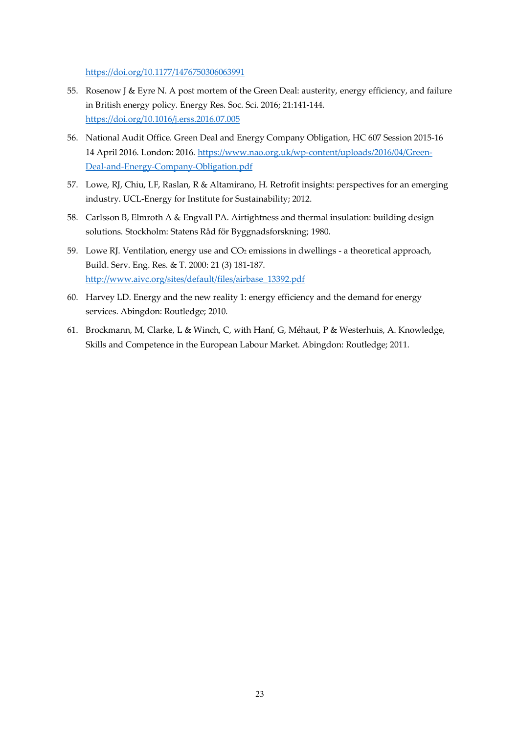https://doi.org/10.1177/1476750306063991

55. Rosenow J & Eyre N. A post mortem of the Green Deal: austerity, energy efficiency, and failure in British energy policy. Energy Res. Soc. Sci. 2016; 21:141-144. https://doi.org/10.1016/j.erss.2016.07.005

56. National Audit Office. Green Deal and Energy Company Obligation, HC 607 Session 2015-16 14 April 2016. London: 2016. https://www.nao.org.uk/wp-content/uploads/2016/04/Green-Deal-and-Energy-Company-Obligation.pdf

57. Lowe, RJ, Chiu, LF, Raslan, R & Altamirano, H. Retrofit insights: perspectives for an emerging industry. UCL-Energy for Institute for Sustainability; 2012.

58. Carlsson B, Elmroth A & Engvall PA. Airtightness and thermal insulation: building design solutions. Stockholm: Statens Råd för Byggnadsforskning; 1980.

59. Lowe RJ. Ventilation, energy use and $CO_2$ emissions in dwellings - a theoretical approach, Build. Serv. Eng. Res. & T. 2000: 21 (3) 181-187. http://www.aivc.org/sites/default/files/airbase_13392.pdf

60. Harvey LD. Energy and the new reality 1: energy efficiency and the demand for energy services. Abingdon: Routledge; 2010.

61. Brockmann, M, Clarke, L & Winch, C, with Hanf, G, Méhaut, P & Westerhuis, A. Knowledge, Skills and Competence in the European Labour Market. Abingdon: Routledge; 2011.